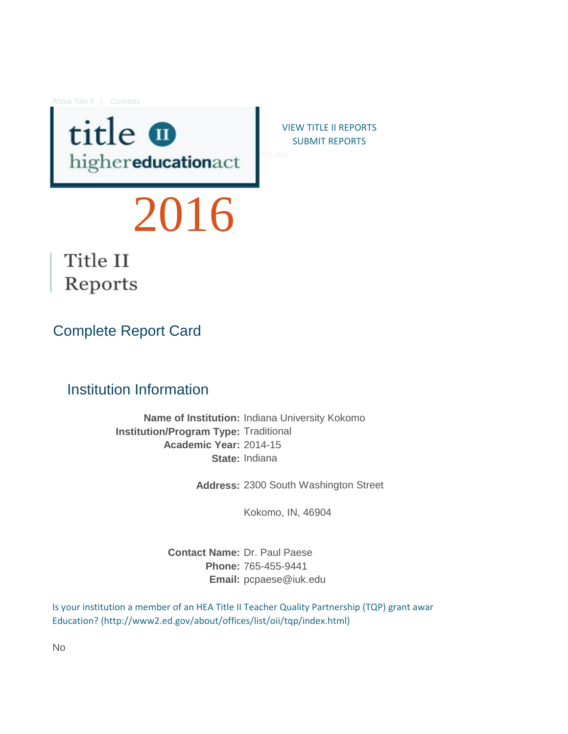About Title II | Contacts

title II higher**education**act

VIEW TITLE II REPORTS
SUBMIT REPORTS

anuals

# 2016

## Title II Reports

## Complete Report Card

### Institution Information

**Name of Institution:** Indiana University Kokomo
**Institution/Program Type:** Traditional
**Academic Year:** 2014-15
**State:** Indiana

**Address:** 2300 South Washington Street

Kokomo, IN, 46904

**Contact Name:** Dr. Paul Paese
**Phone:** 765-455-9441
**Email:** pcpaese@iuk.edu

Is your institution a member of an HEA Title II Teacher Quality Partnership (TQP) grant awar
Education? (http://www2.ed.gov/about/offices/list/oii/tqp/index.html)

No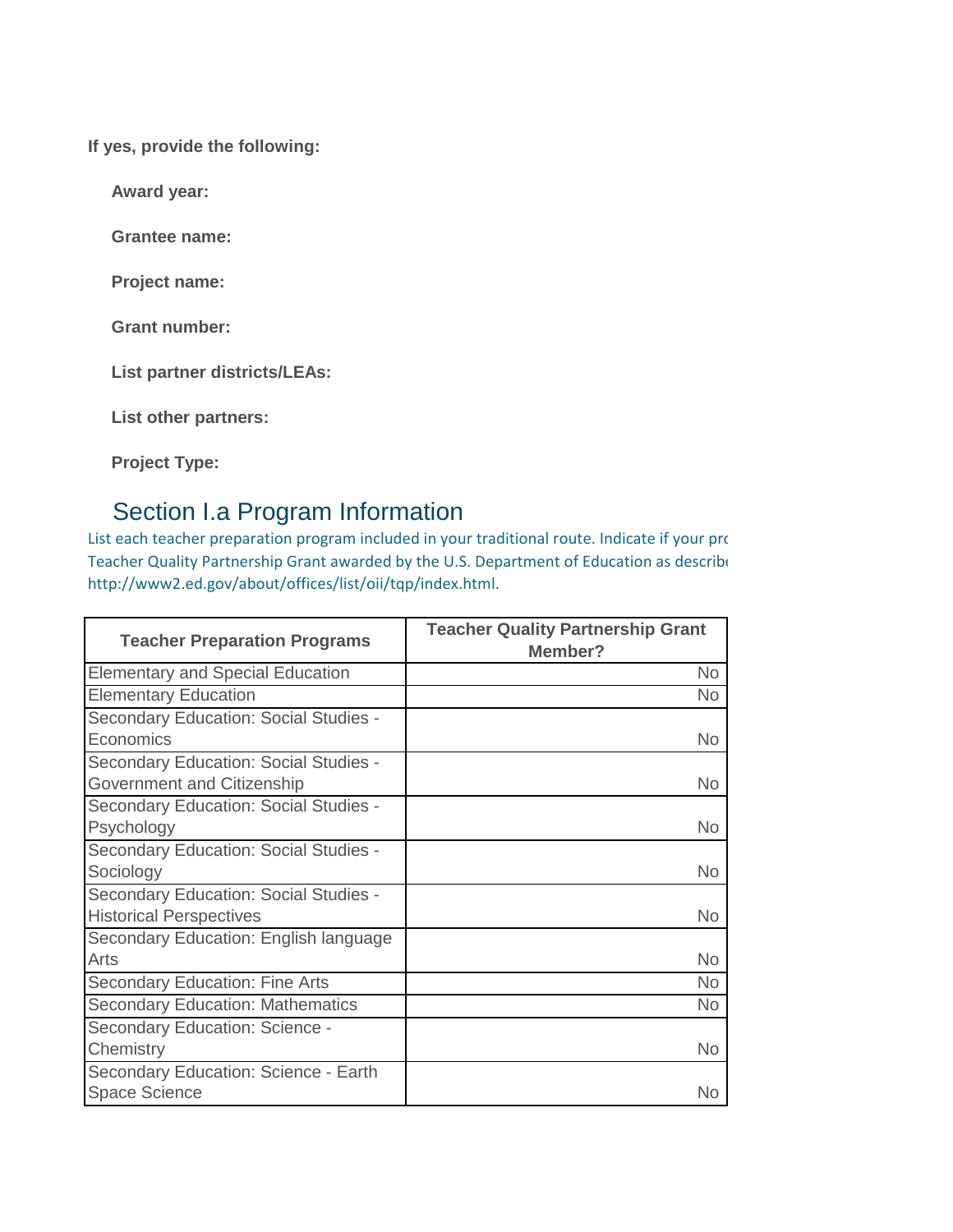**If yes, provide the following:**

**Award year:**

**Grantee name:**

**Project name:**

**Grant number:**

**List partner districts/LEAs:**

**List other partners:**

**Project Type:**

## Section I.a Program Information

List each teacher preparation program included in your traditional route. Indicate if your pro
Teacher Quality Partnership Grant awarded by the U.S. Department of Education as describe
http://www2.ed.gov/about/offices/list/oii/tqp/index.html.

| Teacher Preparation Programs | Teacher Quality Partnership Grant Member? |
|---|---|
| Elementary and Special Education | No |
| Elementary Education | No |
| Secondary Education: Social Studies - Economics | No |
| Secondary Education: Social Studies - Government and Citizenship | No |
| Secondary Education: Social Studies - Psychology | No |
| Secondary Education: Social Studies - Sociology | No |
| Secondary Education: Social Studies - Historical Perspectives | No |
| Secondary Education: English language Arts | No |
| Secondary Education: Fine Arts | No |
| Secondary Education: Mathematics | No |
| Secondary Education: Science - Chemistry | No |
| Secondary Education: Science - Earth Space Science | No |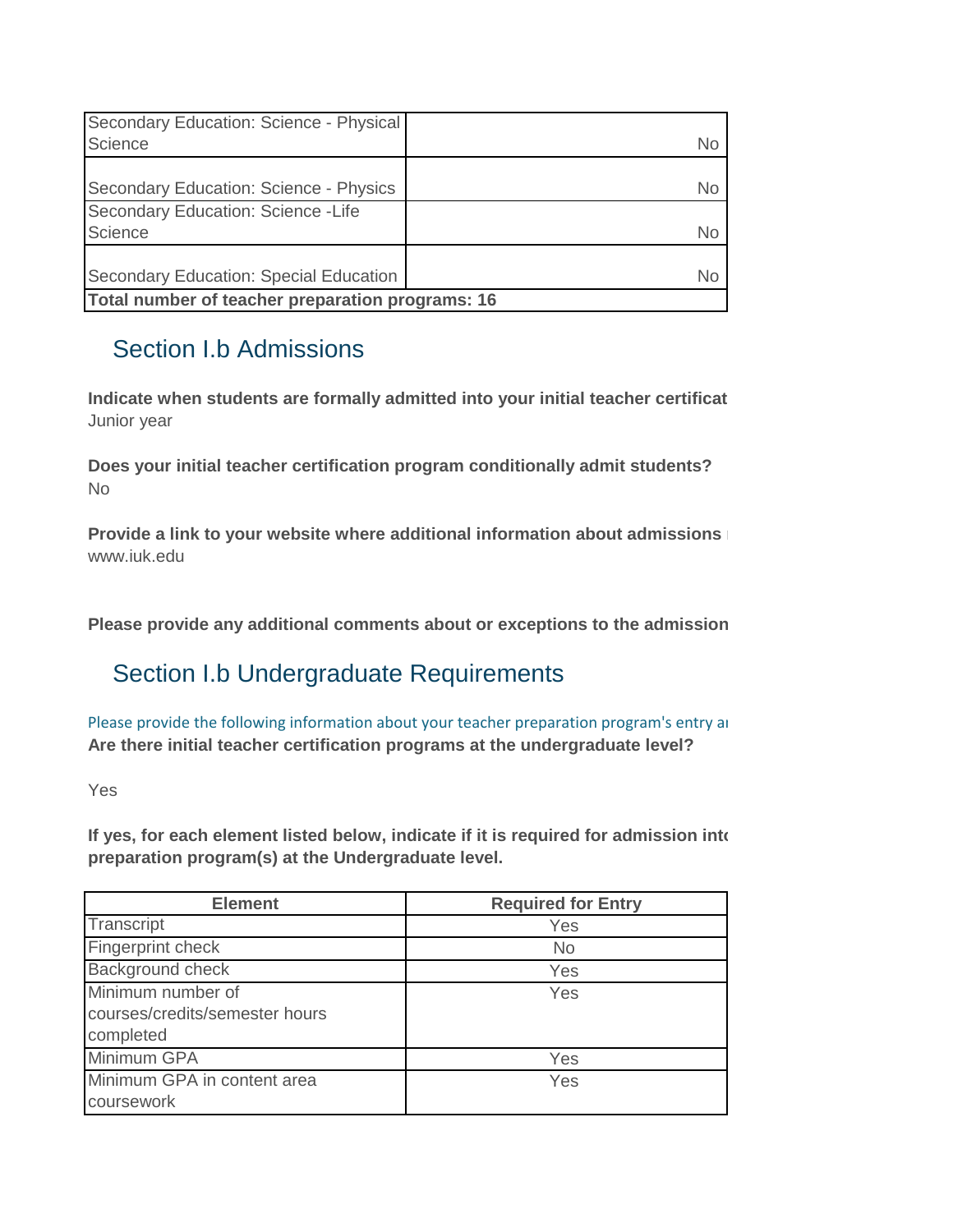| Secondary Education: Science - Physical Science | No |
|---|---|
| Secondary Education: Science - Physics | No |
| Secondary Education: Science -Life Science | No |
| Secondary Education: Special Education | No |
| **Total number of teacher preparation programs: 16** | |

## Section I.b Admissions

**Indicate when students are formally admitted into your initial teacher certificat**
Junior year

**Does your initial teacher certification program conditionally admit students?**
No

**Provide a link to your website where additional information about admissions**
www.iuk.edu

**Please provide any additional comments about or exceptions to the admission**

## Section I.b Undergraduate Requirements

Please provide the following information about your teacher preparation program's entry a

**Are there initial teacher certification programs at the undergraduate level?**

Yes

**If yes, for each element listed below, indicate if it is required for admission into preparation program(s) at the Undergraduate level.**

| Element | Required for Entry |
|---|---|
| Transcript | Yes |
| Fingerprint check | No |
| Background check | Yes |
| Minimum number of courses/credits/semester hours completed | Yes |
| Minimum GPA | Yes |
| Minimum GPA in content area coursework | Yes |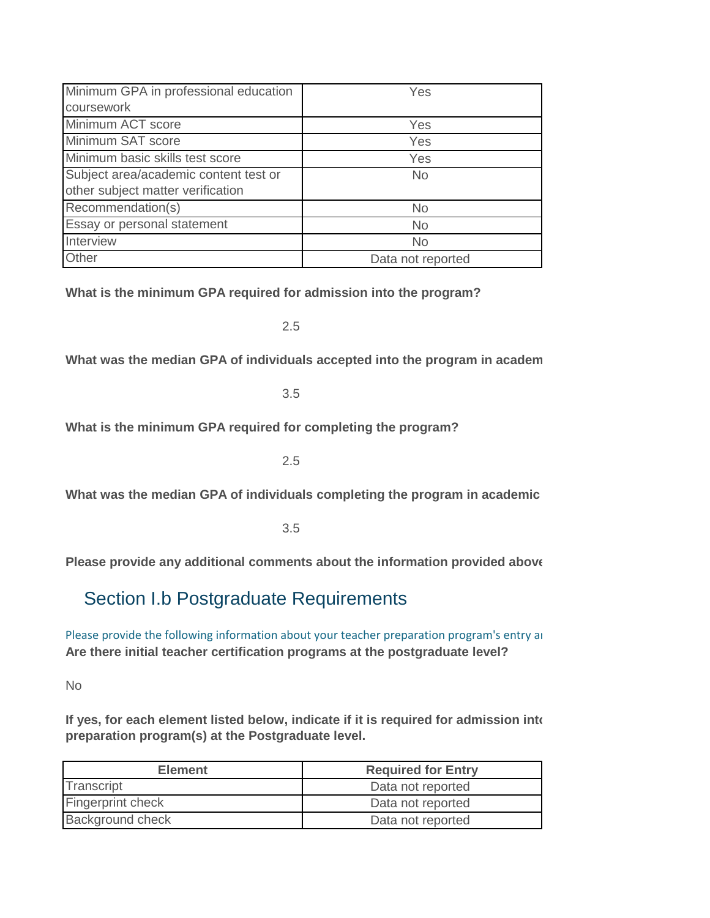| Minimum GPA in professional education coursework | Yes |
|---|---|
| Minimum ACT score | Yes |
| Minimum SAT score | Yes |
| Minimum basic skills test score | Yes |
| Subject area/academic content test or other subject matter verification | No |
| Recommendation(s) | No |
| Essay or personal statement | No |
| Interview | No |
| Other | Data not reported |

**What is the minimum GPA required for admission into the program?**

2.5

**What was the median GPA of individuals accepted into the program in academ**

3.5

**What is the minimum GPA required for completing the program?**

2.5

**What was the median GPA of individuals completing the program in academic**

3.5

**Please provide any additional comments about the information provided above**

## Section I.b Postgraduate Requirements

Please provide the following information about your teacher preparation program's entry ar

**Are there initial teacher certification programs at the postgraduate level?**

No

**If yes, for each element listed below, indicate if it is required for admission into preparation program(s) at the Postgraduate level.**

| Element | Required for Entry |
|---|---|
| Transcript | Data not reported |
| Fingerprint check | Data not reported |
| Background check | Data not reported |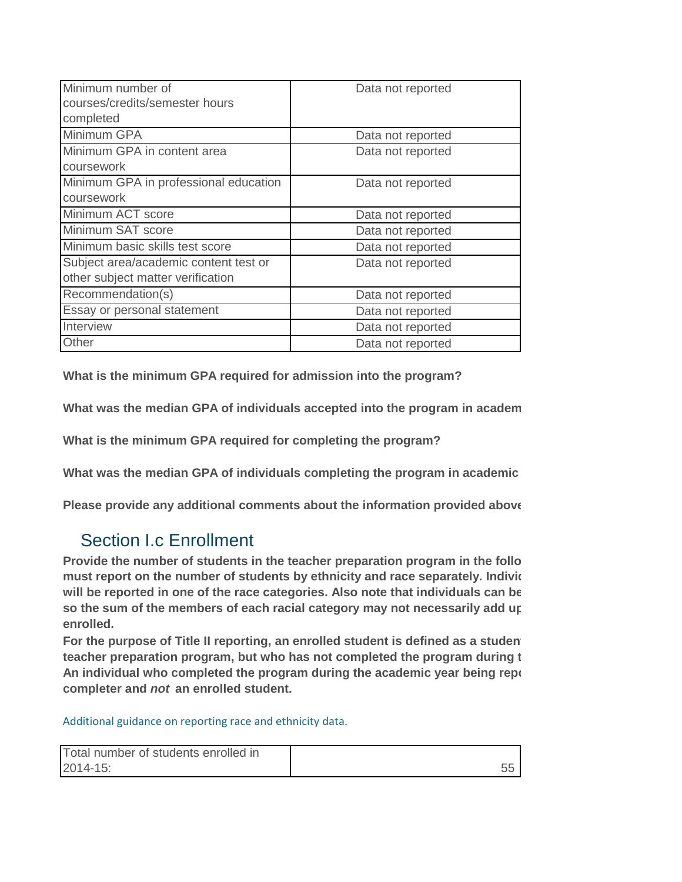| | |
|---|---|
| Minimum number of courses/credits/semester hours completed | Data not reported |
| Minimum GPA | Data not reported |
| Minimum GPA in content area coursework | Data not reported |
| Minimum GPA in professional education coursework | Data not reported |
| Minimum ACT score | Data not reported |
| Minimum SAT score | Data not reported |
| Minimum basic skills test score | Data not reported |
| Subject area/academic content test or other subject matter verification | Data not reported |
| Recommendation(s) | Data not reported |
| Essay or personal statement | Data not reported |
| Interview | Data not reported |
| Other | Data not reported |

**What is the minimum GPA required for admission into the program?**

**What was the median GPA of individuals accepted into the program in academ**

**What is the minimum GPA required for completing the program?**

**What was the median GPA of individuals completing the program in academic**

**Please provide any additional comments about the information provided above**

## Section I.c Enrollment

**Provide the number of students in the teacher preparation program in the follo must report on the number of students by ethnicity and race separately. Indivi will be reported in one of the race categories. Also note that individuals can be so the sum of the members of each racial category may not necessarily add up enrolled.**

**For the purpose of Title II reporting, an enrolled student is defined as a studen teacher preparation program, but who has not completed the program during t An individual who completed the program during the academic year being repo completer and *not* an enrolled student.**

Additional guidance on reporting race and ethnicity data.

| | |
|---|---|
| Total number of students enrolled in 2014-15: | 55 |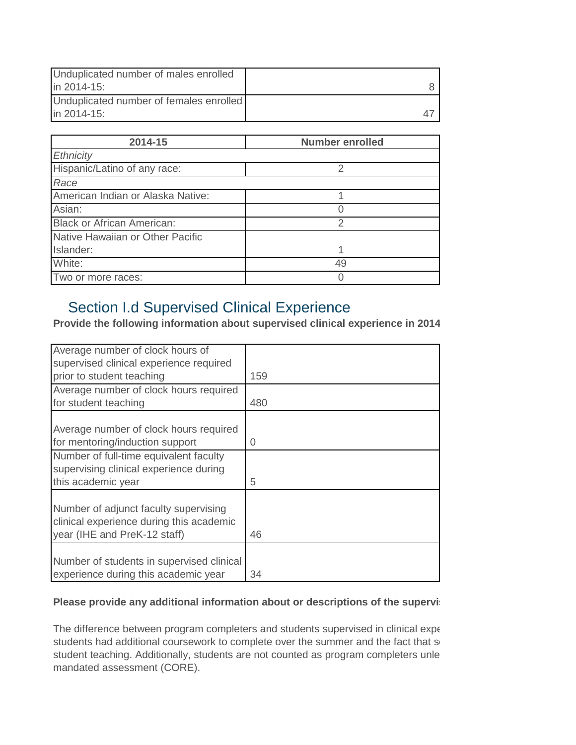| | |
|---|---|
| Unduplicated number of males enrolled in 2014-15: | 8 |
| Unduplicated number of females enrolled in 2014-15: | 47 |

| 2014-15 | Number enrolled |
|---|---|
| *Ethnicity* | |
| Hispanic/Latino of any race: | 2 |
| *Race* | |
| American Indian or Alaska Native: | 1 |
| Asian: | 0 |
| Black or African American: | 2 |
| Native Hawaiian or Other Pacific Islander: | 1 |
| White: | 49 |
| Two or more races: | 0 |

## Section I.d Supervised Clinical Experience

**Provide the following information about supervised clinical experience in 2014**

| | |
|---|---|
| Average number of clock hours of supervised clinical experience required prior to student teaching | 159 |
| Average number of clock hours required for student teaching | 480 |
| Average number of clock hours required for mentoring/induction support | 0 |
| Number of full-time equivalent faculty supervising clinical experience during this academic year | 5 |
| Number of adjunct faculty supervising clinical experience during this academic year (IHE and PreK-12 staff) | 46 |
| Number of students in supervised clinical experience during this academic year | 34 |

**Please provide any additional information about or descriptions of the supervi**

The difference between program completers and students supervised in clinical expe students had additional coursework to complete over the summer and the fact that s student teaching. Additionally, students are not counted as program completers unle mandated assessment (CORE).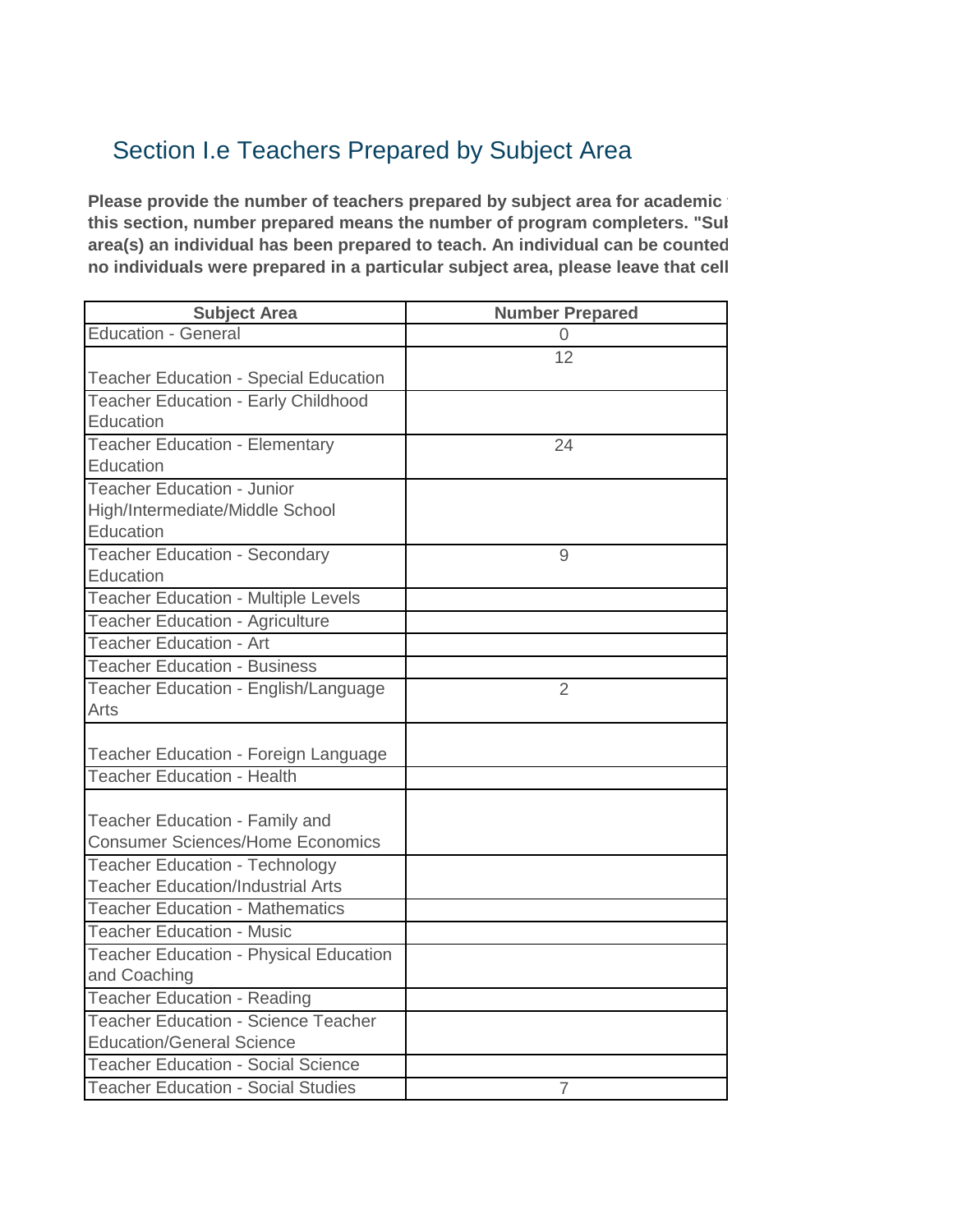## Section I.e Teachers Prepared by Subject Area

**Please provide the number of teachers prepared by subject area for academic this section, number prepared means the number of program completers. "Sul area(s) an individual has been prepared to teach. An individual can be counted no individuals were prepared in a particular subject area, please leave that cell**

| Subject Area | Number Prepared |
| --- | --- |
| Education - General | 0 |
| Teacher Education - Special Education | 12 |
| Teacher Education - Early Childhood Education | |
| Teacher Education - Elementary Education | 24 |
| Teacher Education - Junior High/Intermediate/Middle School Education | |
| Teacher Education - Secondary Education | 9 |
| Teacher Education - Multiple Levels | |
| Teacher Education - Agriculture | |
| Teacher Education - Art | |
| Teacher Education - Business | |
| Teacher Education - English/Language Arts | 2 |
| Teacher Education - Foreign Language | |
| Teacher Education - Health | |
| Teacher Education - Family and Consumer Sciences/Home Economics | |
| Teacher Education - Technology Teacher Education/Industrial Arts | |
| Teacher Education - Mathematics | |
| Teacher Education - Music | |
| Teacher Education - Physical Education and Coaching | |
| Teacher Education - Reading | |
| Teacher Education - Science Teacher Education/General Science | |
| Teacher Education - Social Science | |
| Teacher Education - Social Studies | 7 |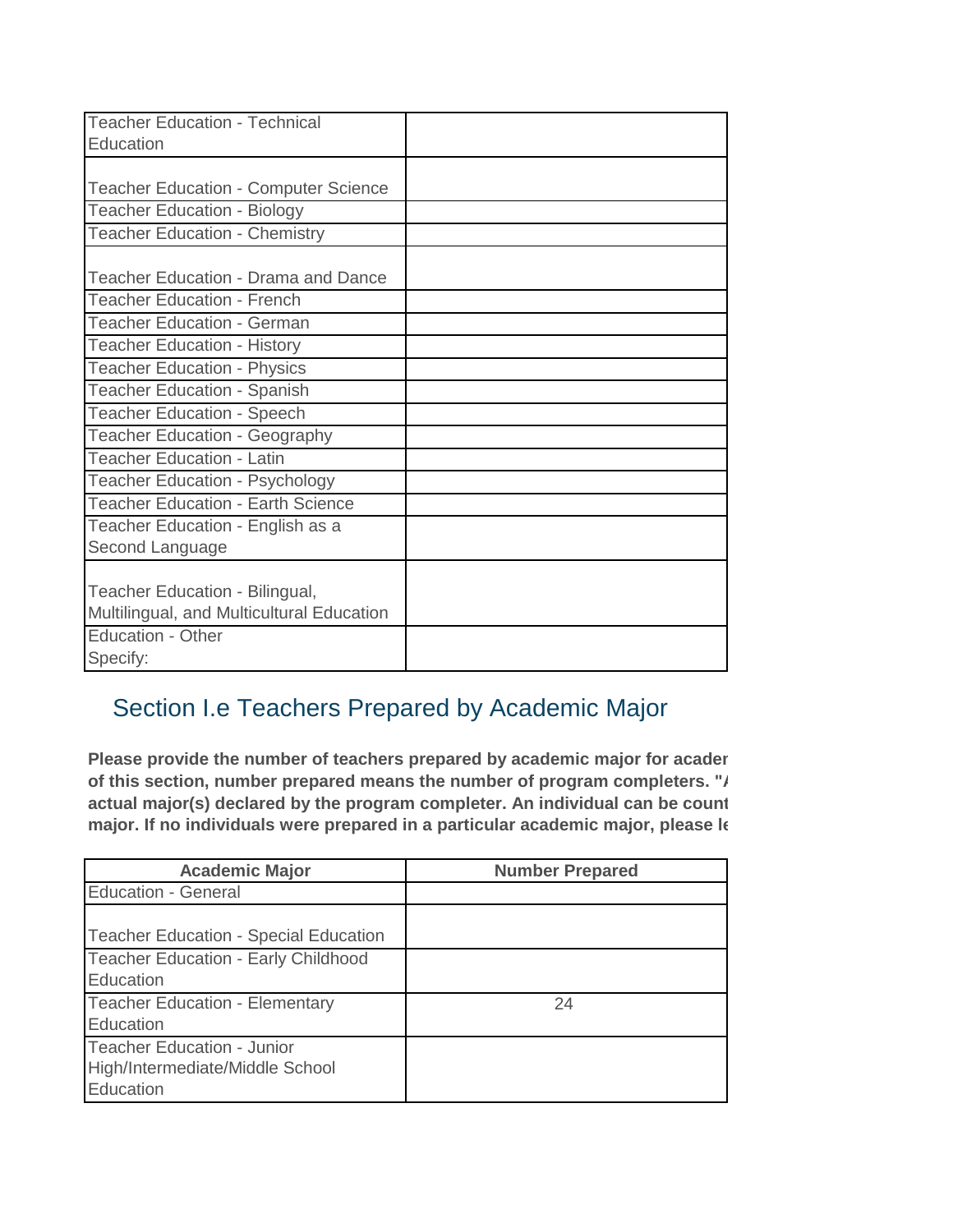| | |
|---|---|
| Teacher Education - Technical Education | |
| Teacher Education - Computer Science | |
| Teacher Education - Biology | |
| Teacher Education - Chemistry | |
| Teacher Education - Drama and Dance | |
| Teacher Education - French | |
| Teacher Education - German | |
| Teacher Education - History | |
| Teacher Education - Physics | |
| Teacher Education - Spanish | |
| Teacher Education - Speech | |
| Teacher Education - Geography | |
| Teacher Education - Latin | |
| Teacher Education - Psychology | |
| Teacher Education - Earth Science | |
| Teacher Education - English as a Second Language | |
| Teacher Education - Bilingual, Multilingual, and Multicultural Education | |
| Education - Other<br>Specify: | |

## Section I.e Teachers Prepared by Academic Major

**Please provide the number of teachers prepared by academic major for acader of this section, number prepared means the number of program completers. "/ actual major(s) declared by the program completer. An individual can be count major. If no individuals were prepared in a particular academic major, please le**

| Academic Major | Number Prepared |
|---|---|
| Education - General | |
| Teacher Education - Special Education | |
| Teacher Education - Early Childhood Education | |
| Teacher Education - Elementary Education | 24 |
| Teacher Education - Junior High/Intermediate/Middle School Education | |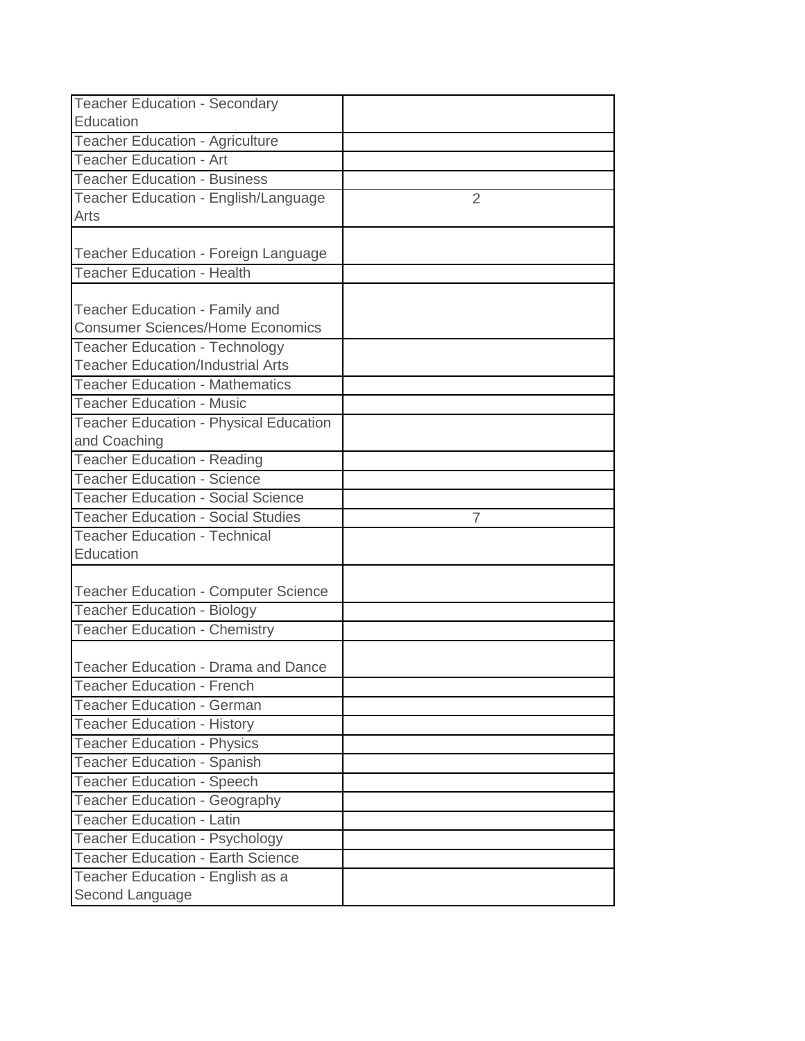| | |
|---|---|
| Teacher Education - Secondary Education | |
| Teacher Education - Agriculture | |
| Teacher Education - Art | |
| Teacher Education - Business | |
| Teacher Education - English/Language Arts | 2 |
| Teacher Education - Foreign Language | |
| Teacher Education - Health | |
| Teacher Education - Family and Consumer Sciences/Home Economics | |
| Teacher Education - Technology Teacher Education/Industrial Arts | |
| Teacher Education - Mathematics | |
| Teacher Education - Music | |
| Teacher Education - Physical Education and Coaching | |
| Teacher Education - Reading | |
| Teacher Education - Science | |
| Teacher Education - Social Science | |
| Teacher Education - Social Studies | 7 |
| Teacher Education - Technical Education | |
| Teacher Education - Computer Science | |
| Teacher Education - Biology | |
| Teacher Education - Chemistry | |
| Teacher Education - Drama and Dance | |
| Teacher Education - French | |
| Teacher Education - German | |
| Teacher Education - History | |
| Teacher Education - Physics | |
| Teacher Education - Spanish | |
| Teacher Education - Speech | |
| Teacher Education - Geography | |
| Teacher Education - Latin | |
| Teacher Education - Psychology | |
| Teacher Education - Earth Science | |
| Teacher Education - English as a Second Language | |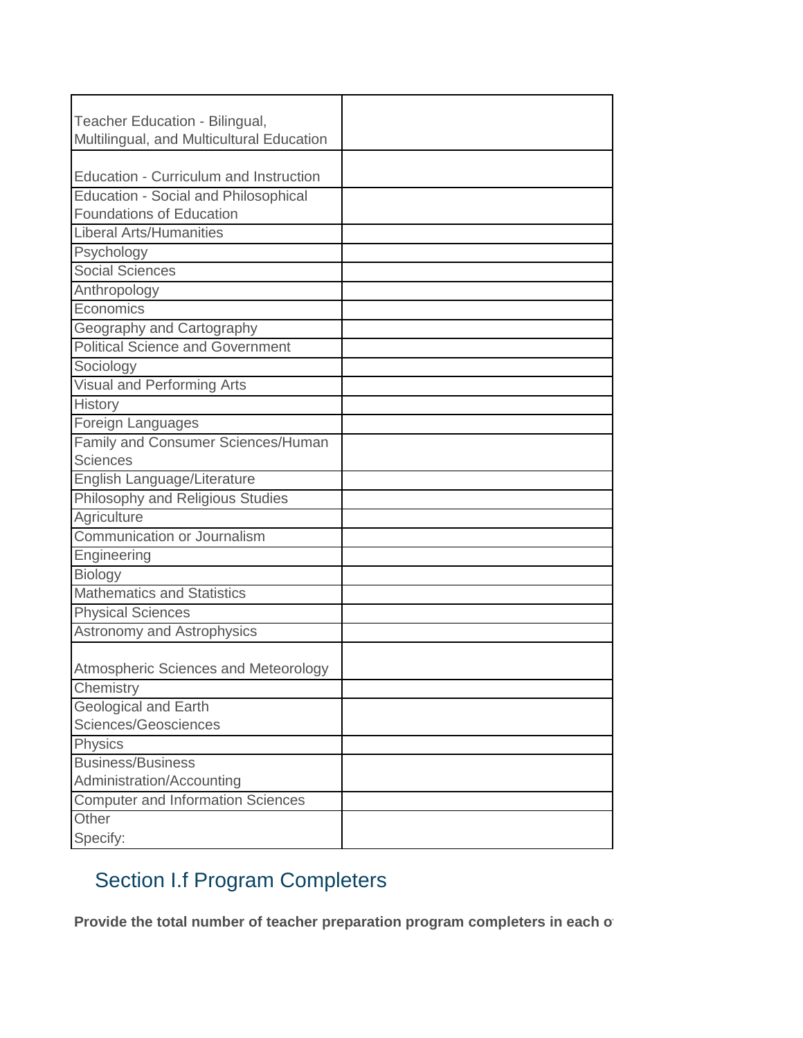| | |
|---|---|
| Teacher Education - Bilingual, Multilingual, and Multicultural Education | |
| Education - Curriculum and Instruction | |
| Education - Social and Philosophical Foundations of Education | |
| Liberal Arts/Humanities | |
| Psychology | |
| Social Sciences | |
| Anthropology | |
| Economics | |
| Geography and Cartography | |
| Political Science and Government | |
| Sociology | |
| Visual and Performing Arts | |
| History | |
| Foreign Languages | |
| Family and Consumer Sciences/Human Sciences | |
| English Language/Literature | |
| Philosophy and Religious Studies | |
| Agriculture | |
| Communication or Journalism | |
| Engineering | |
| Biology | |
| Mathematics and Statistics | |
| Physical Sciences | |
| Astronomy and Astrophysics | |
| Atmospheric Sciences and Meteorology | |
| Chemistry | |
| Geological and Earth Sciences/Geosciences | |
| Physics | |
| Business/Business Administration/Accounting | |
| Computer and Information Sciences | |
| Other Specify: | |

## Section I.f Program Completers

**Provide the total number of teacher preparation program completers in each o**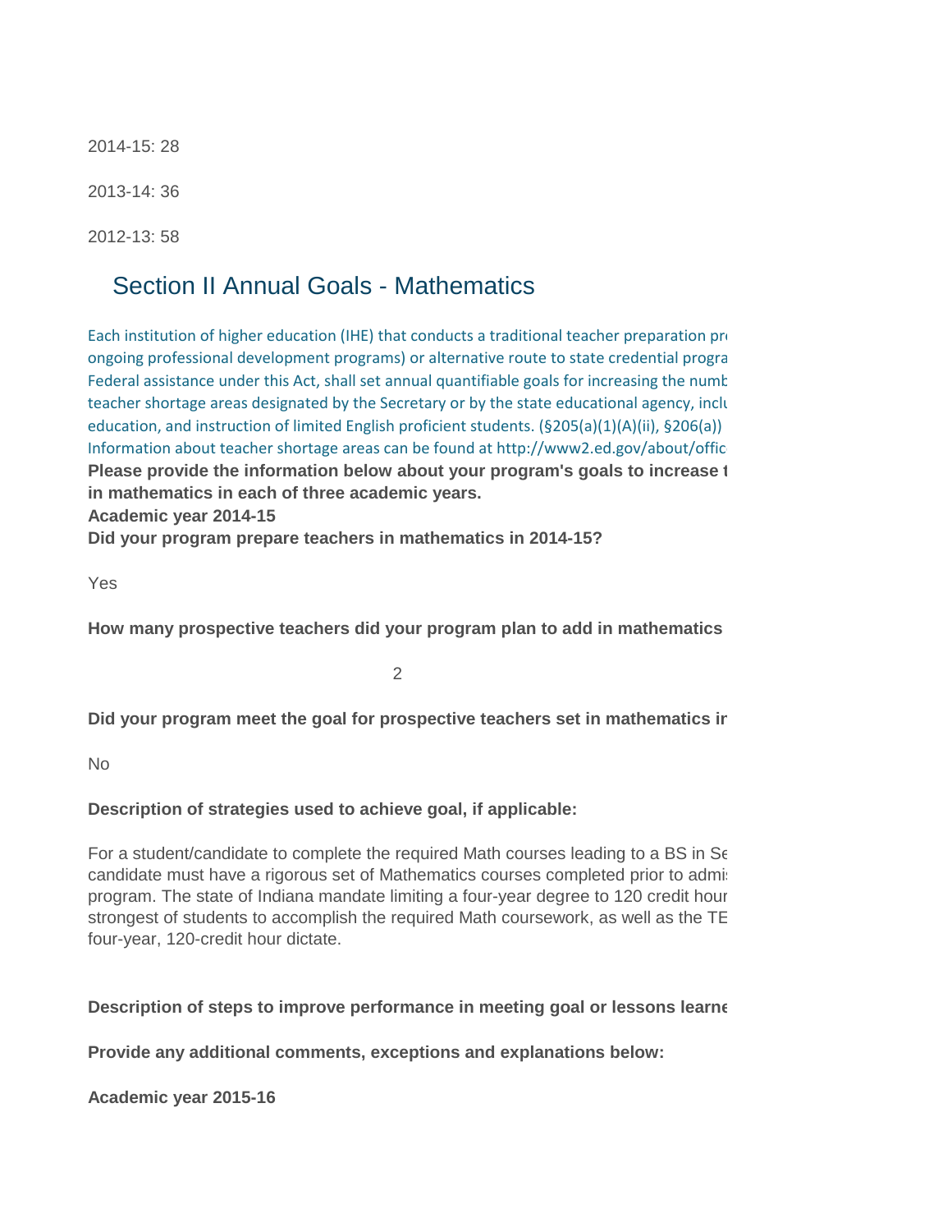2014-15: 28

2013-14: 36

2012-13: 58

## Section II Annual Goals - Mathematics

Each institution of higher education (IHE) that conducts a traditional teacher preparation pr
ongoing professional development programs) or alternative route to state credential progra
Federal assistance under this Act, shall set annual quantifiable goals for increasing the numb
teacher shortage areas designated by the Secretary or by the state educational agency, inclu
education, and instruction of limited English proficient students. (§205(a)(1)(A)(ii), §206(a))
Information about teacher shortage areas can be found at http://www2.ed.gov/about/offic

**Please provide the information below about your program's goals to increase t
in mathematics in each of three academic years.**

**Academic year 2014-15**

**Did your program prepare teachers in mathematics in 2014-15?**

Yes

**How many prospective teachers did your program plan to add in mathematics**

2

**Did your program meet the goal for prospective teachers set in mathematics ir**

No

**Description of strategies used to achieve goal, if applicable:**

For a student/candidate to complete the required Math courses leading to a BS in Se
candidate must have a rigorous set of Mathematics courses completed prior to admi
program. The state of Indiana mandate limiting a four-year degree to 120 credit hour
strongest of students to accomplish the required Math coursework, as well as the TE
four-year, 120-credit hour dictate.

**Description of steps to improve performance in meeting goal or lessons learne**

**Provide any additional comments, exceptions and explanations below:**

**Academic year 2015-16**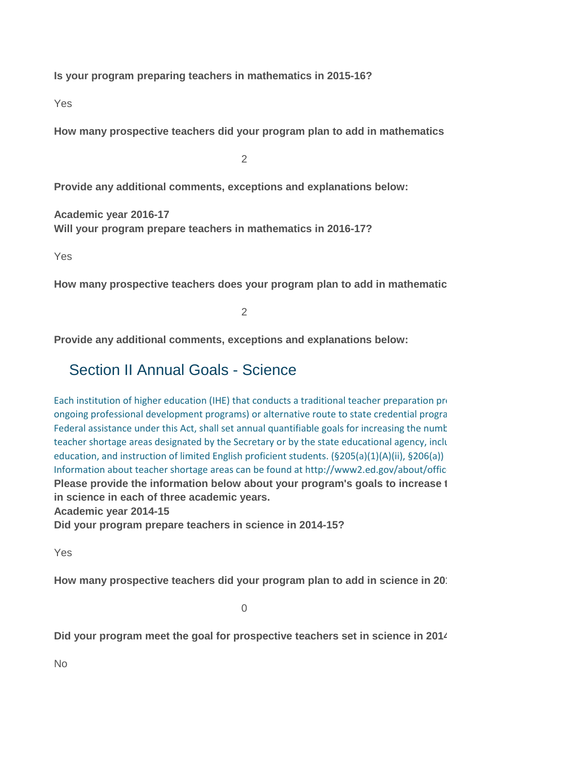**Is your program preparing teachers in mathematics in 2015-16?**

Yes

**How many prospective teachers did your program plan to add in mathematics**

2

**Provide any additional comments, exceptions and explanations below:**

**Academic year 2016-17**
**Will your program prepare teachers in mathematics in 2016-17?**

Yes

**How many prospective teachers does your program plan to add in mathematic**

2

**Provide any additional comments, exceptions and explanations below:**

## Section II Annual Goals - Science

Each institution of higher education (IHE) that conducts a traditional teacher preparation pr
ongoing professional development programs) or alternative route to state credential progra
Federal assistance under this Act, shall set annual quantifiable goals for increasing the numb
teacher shortage areas designated by the Secretary or by the state educational agency, inclu
education, and instruction of limited English proficient students. (§205(a)(1)(A)(ii), §206(a))
Information about teacher shortage areas can be found at http://www2.ed.gov/about/offic

**Please provide the information below about your program's goals to increase t**
**in science in each of three academic years.**
**Academic year 2014-15**
**Did your program prepare teachers in science in 2014-15?**

Yes

**How many prospective teachers did your program plan to add in science in 20**

0

**Did your program meet the goal for prospective teachers set in science in 201**

No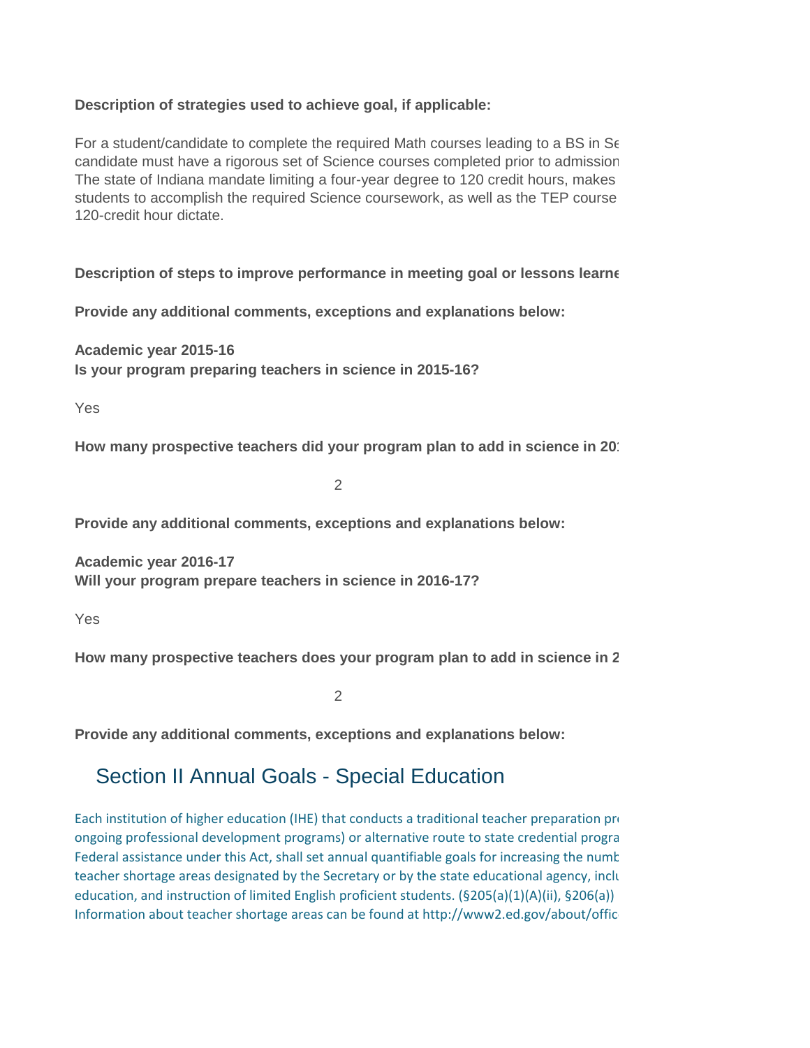**Description of strategies used to achieve goal, if applicable:**

For a student/candidate to complete the required Math courses leading to a BS in Se candidate must have a rigorous set of Science courses completed prior to admission The state of Indiana mandate limiting a four-year degree to 120 credit hours, makes students to accomplish the required Science coursework, as well as the TEP course 120-credit hour dictate.

**Description of steps to improve performance in meeting goal or lessons learne**

**Provide any additional comments, exceptions and explanations below:**

**Academic year 2015-16**
**Is your program preparing teachers in science in 2015-16?**

Yes

**How many prospective teachers did your program plan to add in science in 20**

2

**Provide any additional comments, exceptions and explanations below:**

**Academic year 2016-17**
**Will your program prepare teachers in science in 2016-17?**

Yes

**How many prospective teachers does your program plan to add in science in 2**

2

**Provide any additional comments, exceptions and explanations below:**

## Section II Annual Goals - Special Education

Each institution of higher education (IHE) that conducts a traditional teacher preparation pr ongoing professional development programs) or alternative route to state credential progra Federal assistance under this Act, shall set annual quantifiable goals for increasing the numb teacher shortage areas designated by the Secretary or by the state educational agency, inclu education, and instruction of limited English proficient students. (§205(a)(1)(A)(ii), §206(a)) Information about teacher shortage areas can be found at http://www2.ed.gov/about/offic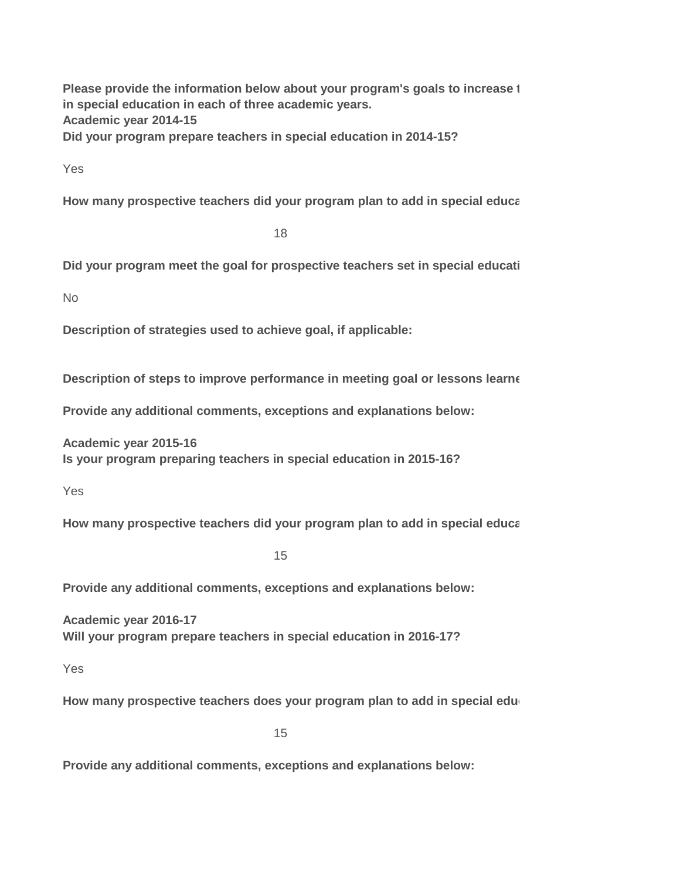**Please provide the information below about your program's goals to increase t**
**in special education in each of three academic years.**

**Academic year 2014-15**

**Did your program prepare teachers in special education in 2014-15?**

Yes

**How many prospective teachers did your program plan to add in special educa**

18

**Did your program meet the goal for prospective teachers set in special educati**

No

**Description of strategies used to achieve goal, if applicable:**

**Description of steps to improve performance in meeting goal or lessons learne**

**Provide any additional comments, exceptions and explanations below:**

**Academic year 2015-16**

**Is your program preparing teachers in special education in 2015-16?**

Yes

**How many prospective teachers did your program plan to add in special educa**

15

**Provide any additional comments, exceptions and explanations below:**

**Academic year 2016-17**

**Will your program prepare teachers in special education in 2016-17?**

Yes

**How many prospective teachers does your program plan to add in special edu**

15

**Provide any additional comments, exceptions and explanations below:**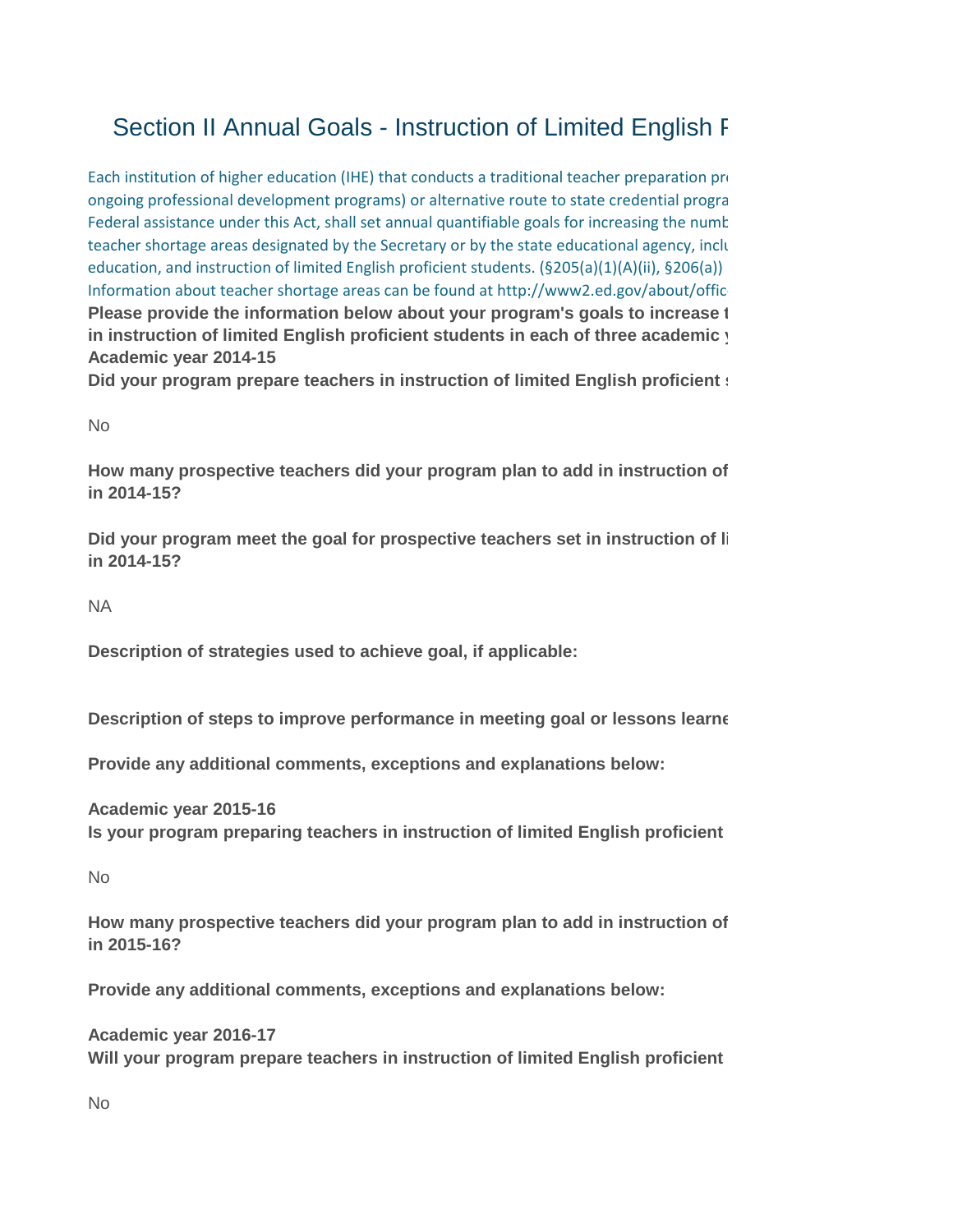# Section II Annual Goals - Instruction of Limited English F

Each institution of higher education (IHE) that conducts a traditional teacher preparation pro ongoing professional development programs) or alternative route to state credential progra Federal assistance under this Act, shall set annual quantifiable goals for increasing the numb teacher shortage areas designated by the Secretary or by the state educational agency, inclu education, and instruction of limited English proficient students. (§205(a)(1)(A)(ii), §206(a)) Information about teacher shortage areas can be found at http://www2.ed.gov/about/offic

**Please provide the information below about your program's goals to increase t in instruction of limited English proficient students in each of three academic y**

**Academic year 2014-15**

**Did your program prepare teachers in instruction of limited English proficient s**

No

**How many prospective teachers did your program plan to add in instruction of in 2014-15?**

**Did your program meet the goal for prospective teachers set in instruction of li in 2014-15?**

NA

**Description of strategies used to achieve goal, if applicable:**

**Description of steps to improve performance in meeting goal or lessons learne**

**Provide any additional comments, exceptions and explanations below:**

**Academic year 2015-16**

**Is your program preparing teachers in instruction of limited English proficient**

No

**How many prospective teachers did your program plan to add in instruction of in 2015-16?**

**Provide any additional comments, exceptions and explanations below:**

**Academic year 2016-17**

**Will your program prepare teachers in instruction of limited English proficient**

No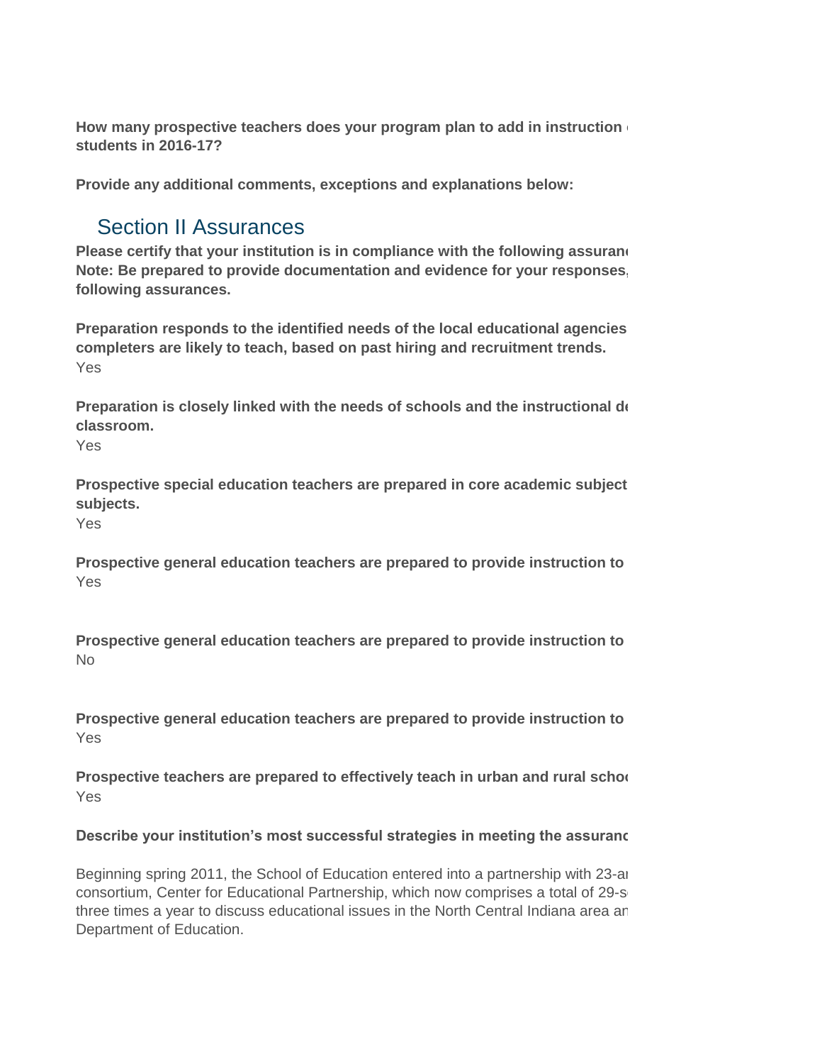**How many prospective teachers does your program plan to add in instruction ( students in 2016-17?**

**Provide any additional comments, exceptions and explanations below:**

## Section II Assurances

**Please certify that your institution is in compliance with the following assuranc Note: Be prepared to provide documentation and evidence for your responses, following assurances.**

**Preparation responds to the identified needs of the local educational agencies completers are likely to teach, based on past hiring and recruitment trends.**
Yes

**Preparation is closely linked with the needs of schools and the instructional de classroom.**
Yes

**Prospective special education teachers are prepared in core academic subject subjects.**
Yes

**Prospective general education teachers are prepared to provide instruction to**
Yes

**Prospective general education teachers are prepared to provide instruction to**
No

**Prospective general education teachers are prepared to provide instruction to**
Yes

**Prospective teachers are prepared to effectively teach in urban and rural schoo**
Yes

**Describe your institution's most successful strategies in meeting the assuranc**

Beginning spring 2011, the School of Education entered into a partnership with 23-ar consortium, Center for Educational Partnership, which now comprises a total of 29-s three times a year to discuss educational issues in the North Central Indiana area an Department of Education.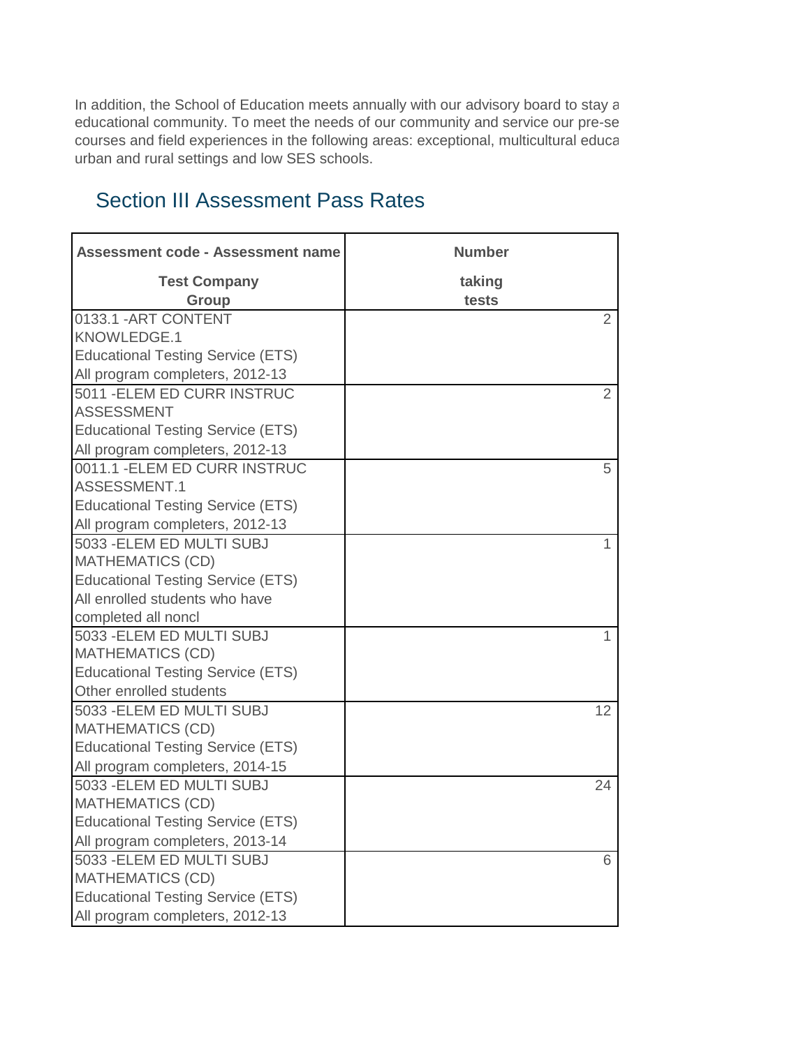In addition, the School of Education meets annually with our advisory board to stay a educational community. To meet the needs of our community and service our pre-se courses and field experiences in the following areas: exceptional, multicultural educa urban and rural settings and low SES schools.

## Section III Assessment Pass Rates

| Assessment code - Assessment name<br>Test Company<br>Group | Number<br>taking<br>tests |
|---|---|
| 0133.1 -ART CONTENT KNOWLEDGE.1<br>Educational Testing Service (ETS)<br>All program completers, 2012-13 | 2 |
| 5011 -ELEM ED CURR INSTRUC ASSESSMENT<br>Educational Testing Service (ETS)<br>All program completers, 2012-13 | 2 |
| 0011.1 -ELEM ED CURR INSTRUC ASSESSMENT.1<br>Educational Testing Service (ETS)<br>All program completers, 2012-13 | 5 |
| 5033 -ELEM ED MULTI SUBJ MATHEMATICS (CD)<br>Educational Testing Service (ETS)<br>All enrolled students who have completed all noncl | 1 |
| 5033 -ELEM ED MULTI SUBJ MATHEMATICS (CD)<br>Educational Testing Service (ETS)<br>Other enrolled students | 1 |
| 5033 -ELEM ED MULTI SUBJ MATHEMATICS (CD)<br>Educational Testing Service (ETS)<br>All program completers, 2014-15 | 12 |
| 5033 -ELEM ED MULTI SUBJ MATHEMATICS (CD)<br>Educational Testing Service (ETS)<br>All program completers, 2013-14 | 24 |
| 5033 -ELEM ED MULTI SUBJ MATHEMATICS (CD)<br>Educational Testing Service (ETS)<br>All program completers, 2012-13 | 6 |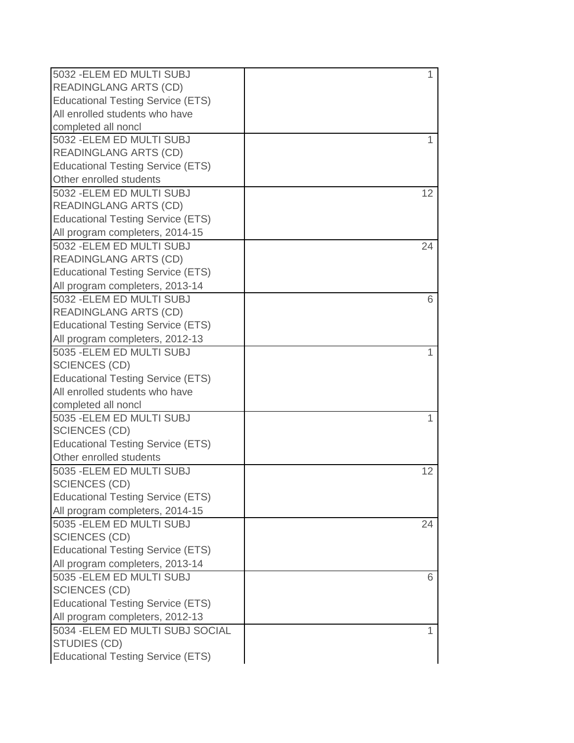| | |
|---|---|
| 5032 -ELEM ED MULTI SUBJ READINGLANG ARTS (CD) Educational Testing Service (ETS) All enrolled students who have completed all noncl | 1 |
| 5032 -ELEM ED MULTI SUBJ READINGLANG ARTS (CD) Educational Testing Service (ETS) Other enrolled students | 1 |
| 5032 -ELEM ED MULTI SUBJ READINGLANG ARTS (CD) Educational Testing Service (ETS) All program completers, 2014-15 | 12 |
| 5032 -ELEM ED MULTI SUBJ READINGLANG ARTS (CD) Educational Testing Service (ETS) All program completers, 2013-14 | 24 |
| 5032 -ELEM ED MULTI SUBJ READINGLANG ARTS (CD) Educational Testing Service (ETS) All program completers, 2012-13 | 6 |
| 5035 -ELEM ED MULTI SUBJ SCIENCES (CD) Educational Testing Service (ETS) All enrolled students who have completed all noncl | 1 |
| 5035 -ELEM ED MULTI SUBJ SCIENCES (CD) Educational Testing Service (ETS) Other enrolled students | 1 |
| 5035 -ELEM ED MULTI SUBJ SCIENCES (CD) Educational Testing Service (ETS) All program completers, 2014-15 | 12 |
| 5035 -ELEM ED MULTI SUBJ SCIENCES (CD) Educational Testing Service (ETS) All program completers, 2013-14 | 24 |
| 5035 -ELEM ED MULTI SUBJ SCIENCES (CD) Educational Testing Service (ETS) All program completers, 2012-13 | 6 |
| 5034 -ELEM ED MULTI SUBJ SOCIAL STUDIES (CD) Educational Testing Service (ETS) | 1 |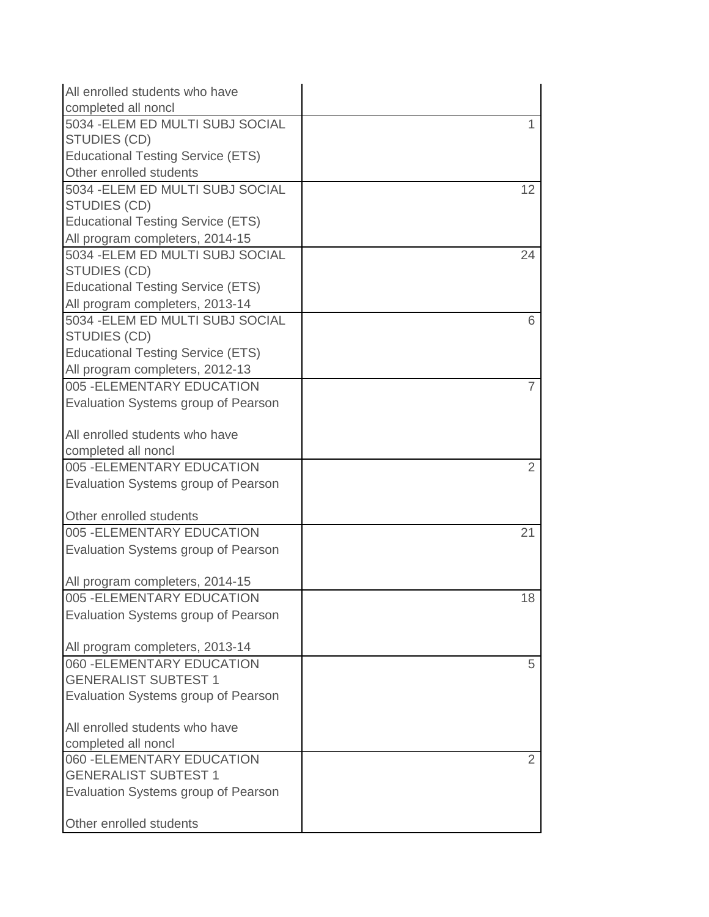| | |
|---|---|
| All enrolled students who have completed all noncl | |
| 5034 -ELEM ED MULTI SUBJ SOCIAL STUDIES (CD)<br>Educational Testing Service (ETS)<br>Other enrolled students | 1 |
| 5034 -ELEM ED MULTI SUBJ SOCIAL STUDIES (CD)<br>Educational Testing Service (ETS)<br>All program completers, 2014-15 | 12 |
| 5034 -ELEM ED MULTI SUBJ SOCIAL STUDIES (CD)<br>Educational Testing Service (ETS)<br>All program completers, 2013-14 | 24 |
| 5034 -ELEM ED MULTI SUBJ SOCIAL STUDIES (CD)<br>Educational Testing Service (ETS)<br>All program completers, 2012-13 | 6 |
| 005 -ELEMENTARY EDUCATION<br>Evaluation Systems group of Pearson<br><br>All enrolled students who have completed all noncl | 7 |
| 005 -ELEMENTARY EDUCATION<br>Evaluation Systems group of Pearson<br><br>Other enrolled students | 2 |
| 005 -ELEMENTARY EDUCATION<br>Evaluation Systems group of Pearson<br><br>All program completers, 2014-15 | 21 |
| 005 -ELEMENTARY EDUCATION<br>Evaluation Systems group of Pearson<br><br>All program completers, 2013-14 | 18 |
| 060 -ELEMENTARY EDUCATION GENERALIST SUBTEST 1<br>Evaluation Systems group of Pearson<br><br>All enrolled students who have completed all noncl | 5 |
| 060 -ELEMENTARY EDUCATION GENERALIST SUBTEST 1<br>Evaluation Systems group of Pearson<br><br>Other enrolled students | 2 |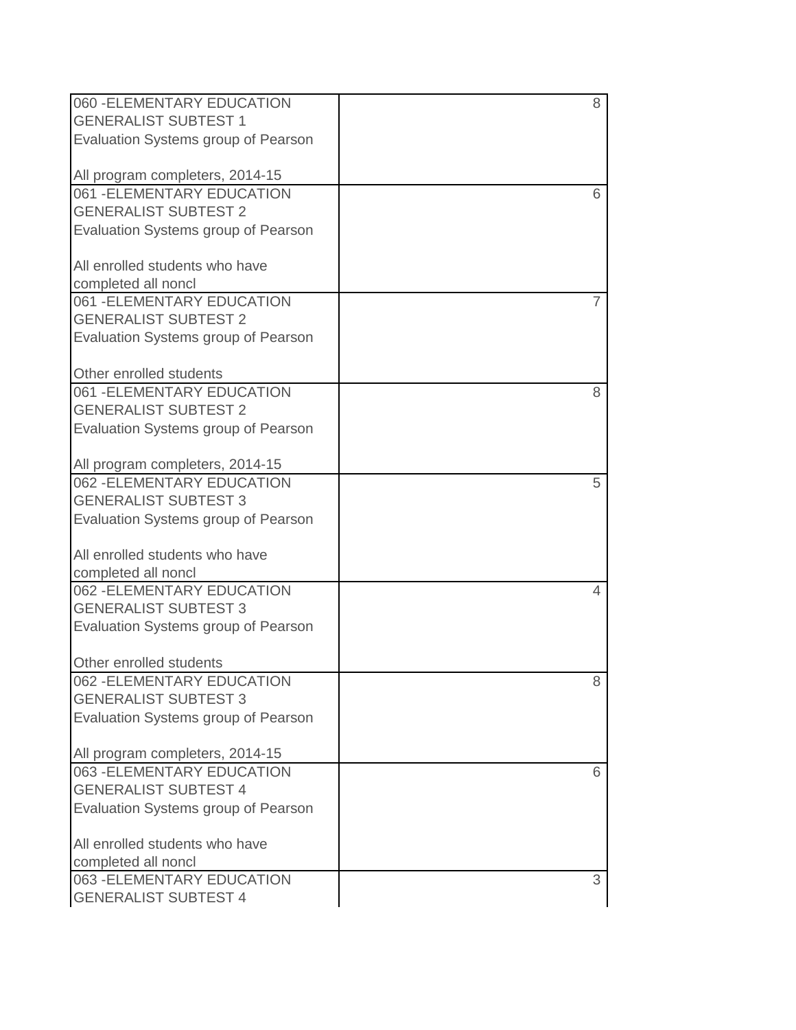| | |
|---|---|
| 060 -ELEMENTARY EDUCATION GENERALIST SUBTEST 1 Evaluation Systems group of Pearson All program completers, 2014-15 | 8 |
| 061 -ELEMENTARY EDUCATION GENERALIST SUBTEST 2 Evaluation Systems group of Pearson All enrolled students who have completed all noncl | 6 |
| 061 -ELEMENTARY EDUCATION GENERALIST SUBTEST 2 Evaluation Systems group of Pearson Other enrolled students | 7 |
| 061 -ELEMENTARY EDUCATION GENERALIST SUBTEST 2 Evaluation Systems group of Pearson All program completers, 2014-15 | 8 |
| 062 -ELEMENTARY EDUCATION GENERALIST SUBTEST 3 Evaluation Systems group of Pearson All enrolled students who have completed all noncl | 5 |
| 062 -ELEMENTARY EDUCATION GENERALIST SUBTEST 3 Evaluation Systems group of Pearson Other enrolled students | 4 |
| 062 -ELEMENTARY EDUCATION GENERALIST SUBTEST 3 Evaluation Systems group of Pearson All program completers, 2014-15 | 8 |
| 063 -ELEMENTARY EDUCATION GENERALIST SUBTEST 4 Evaluation Systems group of Pearson All enrolled students who have completed all noncl | 6 |
| 063 -ELEMENTARY EDUCATION GENERALIST SUBTEST 4 | 3 |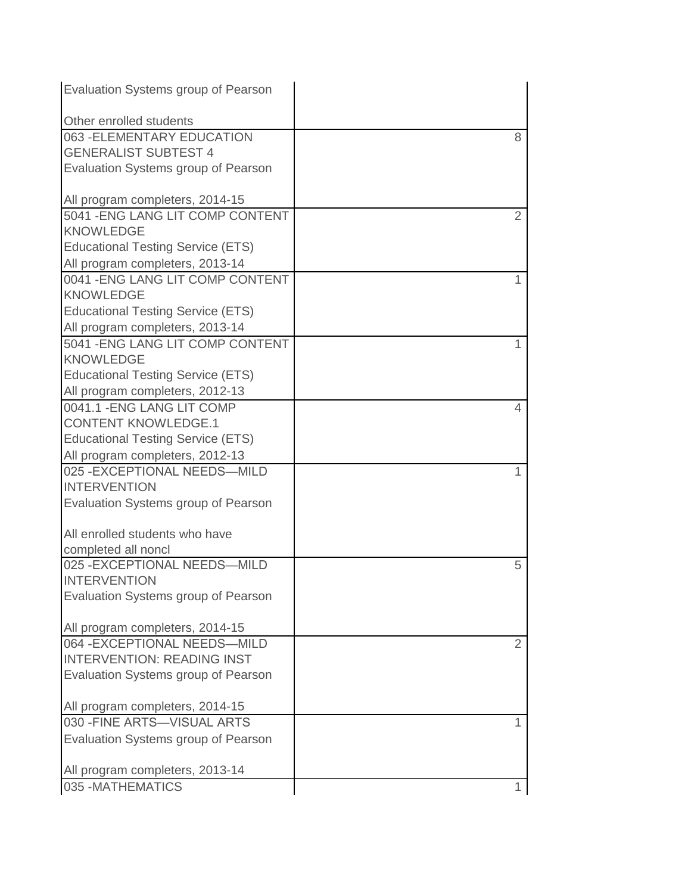| | |
|---|---|
| Evaluation Systems group of Pearson<br><br>Other enrolled students | |
| 063 -ELEMENTARY EDUCATION GENERALIST SUBTEST 4<br>Evaluation Systems group of Pearson<br><br>All program completers, 2014-15 | 8 |
| 5041 -ENG LANG LIT COMP CONTENT KNOWLEDGE<br>Educational Testing Service (ETS)<br>All program completers, 2013-14 | 2 |
| 0041 -ENG LANG LIT COMP CONTENT KNOWLEDGE<br>Educational Testing Service (ETS)<br>All program completers, 2013-14 | 1 |
| 5041 -ENG LANG LIT COMP CONTENT KNOWLEDGE<br>Educational Testing Service (ETS)<br>All program completers, 2012-13 | 1 |
| 0041.1 -ENG LANG LIT COMP CONTENT KNOWLEDGE.1<br>Educational Testing Service (ETS)<br>All program completers, 2012-13 | 4 |
| 025 -EXCEPTIONAL NEEDS—MILD INTERVENTION<br>Evaluation Systems group of Pearson<br><br>All enrolled students who have completed all noncl | 1 |
| 025 -EXCEPTIONAL NEEDS—MILD INTERVENTION<br>Evaluation Systems group of Pearson<br><br>All program completers, 2014-15 | 5 |
| 064 -EXCEPTIONAL NEEDS—MILD INTERVENTION: READING INST<br>Evaluation Systems group of Pearson<br><br>All program completers, 2014-15 | 2 |
| 030 -FINE ARTS—VISUAL ARTS<br>Evaluation Systems group of Pearson<br><br>All program completers, 2013-14 | 1 |
| 035 -MATHEMATICS | 1 |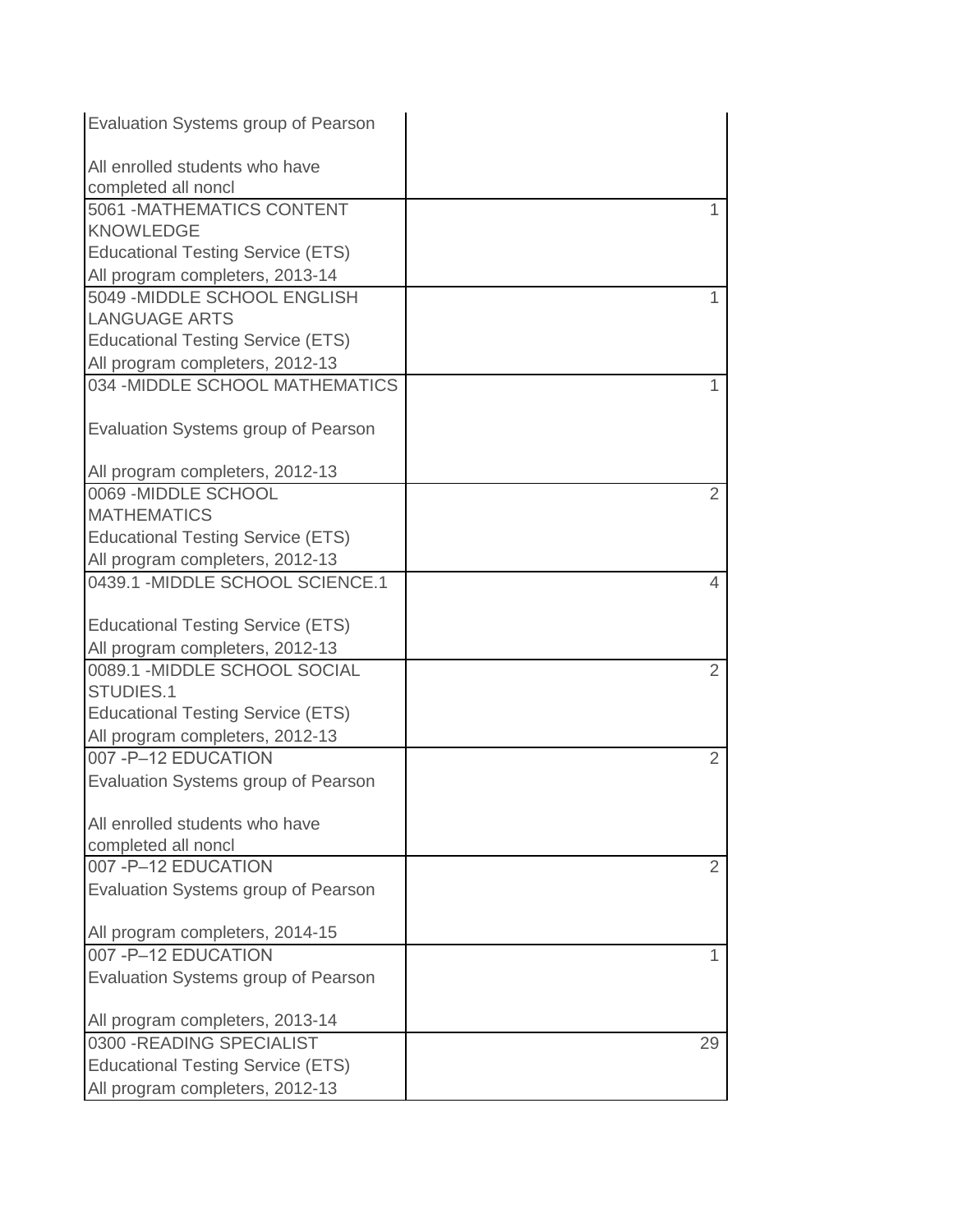| | |
|---|---|
| Evaluation Systems group of Pearson<br><br>All enrolled students who have completed all noncl | |
| 5061 -MATHEMATICS CONTENT KNOWLEDGE<br>Educational Testing Service (ETS)<br>All program completers, 2013-14 | 1 |
| 5049 -MIDDLE SCHOOL ENGLISH LANGUAGE ARTS<br>Educational Testing Service (ETS)<br>All program completers, 2012-13 | 1 |
| 034 -MIDDLE SCHOOL MATHEMATICS<br><br>Evaluation Systems group of Pearson<br><br>All program completers, 2012-13 | 1 |
| 0069 -MIDDLE SCHOOL MATHEMATICS<br>Educational Testing Service (ETS)<br>All program completers, 2012-13 | 2 |
| 0439.1 -MIDDLE SCHOOL SCIENCE.1<br><br>Educational Testing Service (ETS)<br>All program completers, 2012-13 | 4 |
| 0089.1 -MIDDLE SCHOOL SOCIAL STUDIES.1<br>Educational Testing Service (ETS)<br>All program completers, 2012-13 | 2 |
| 007 -P–12 EDUCATION<br>Evaluation Systems group of Pearson<br><br>All enrolled students who have completed all noncl | 2 |
| 007 -P–12 EDUCATION<br>Evaluation Systems group of Pearson<br><br>All program completers, 2014-15 | 2 |
| 007 -P–12 EDUCATION<br>Evaluation Systems group of Pearson<br><br>All program completers, 2013-14 | 1 |
| 0300 -READING SPECIALIST<br>Educational Testing Service (ETS)<br>All program completers, 2012-13 | 29 |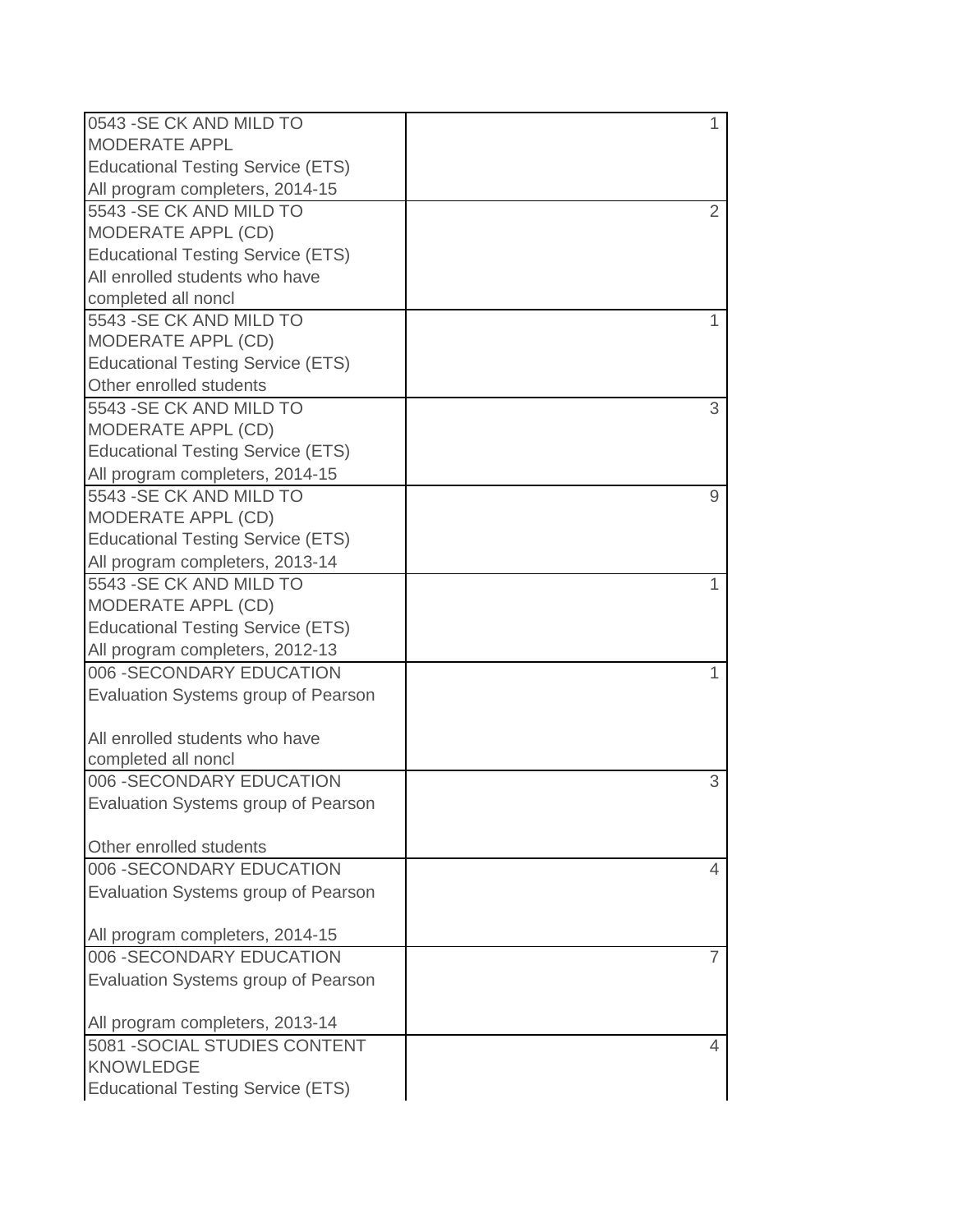| | |
|---|---|
| 0543 -SE CK AND MILD TO MODERATE APPL<br>Educational Testing Service (ETS)<br>All program completers, 2014-15 | 1 |
| 5543 -SE CK AND MILD TO MODERATE APPL (CD)<br>Educational Testing Service (ETS)<br>All enrolled students who have completed all noncl | 2 |
| 5543 -SE CK AND MILD TO MODERATE APPL (CD)<br>Educational Testing Service (ETS)<br>Other enrolled students | 1 |
| 5543 -SE CK AND MILD TO MODERATE APPL (CD)<br>Educational Testing Service (ETS)<br>All program completers, 2014-15 | 3 |
| 5543 -SE CK AND MILD TO MODERATE APPL (CD)<br>Educational Testing Service (ETS)<br>All program completers, 2013-14 | 9 |
| 5543 -SE CK AND MILD TO MODERATE APPL (CD)<br>Educational Testing Service (ETS)<br>All program completers, 2012-13 | 1 |
| 006 -SECONDARY EDUCATION<br>Evaluation Systems group of Pearson<br><br>All enrolled students who have completed all noncl | 1 |
| 006 -SECONDARY EDUCATION<br>Evaluation Systems group of Pearson<br><br>Other enrolled students | 3 |
| 006 -SECONDARY EDUCATION<br>Evaluation Systems group of Pearson<br><br>All program completers, 2014-15 | 4 |
| 006 -SECONDARY EDUCATION<br>Evaluation Systems group of Pearson<br><br>All program completers, 2013-14 | 7 |
| 5081 -SOCIAL STUDIES CONTENT KNOWLEDGE<br>Educational Testing Service (ETS) | 4 |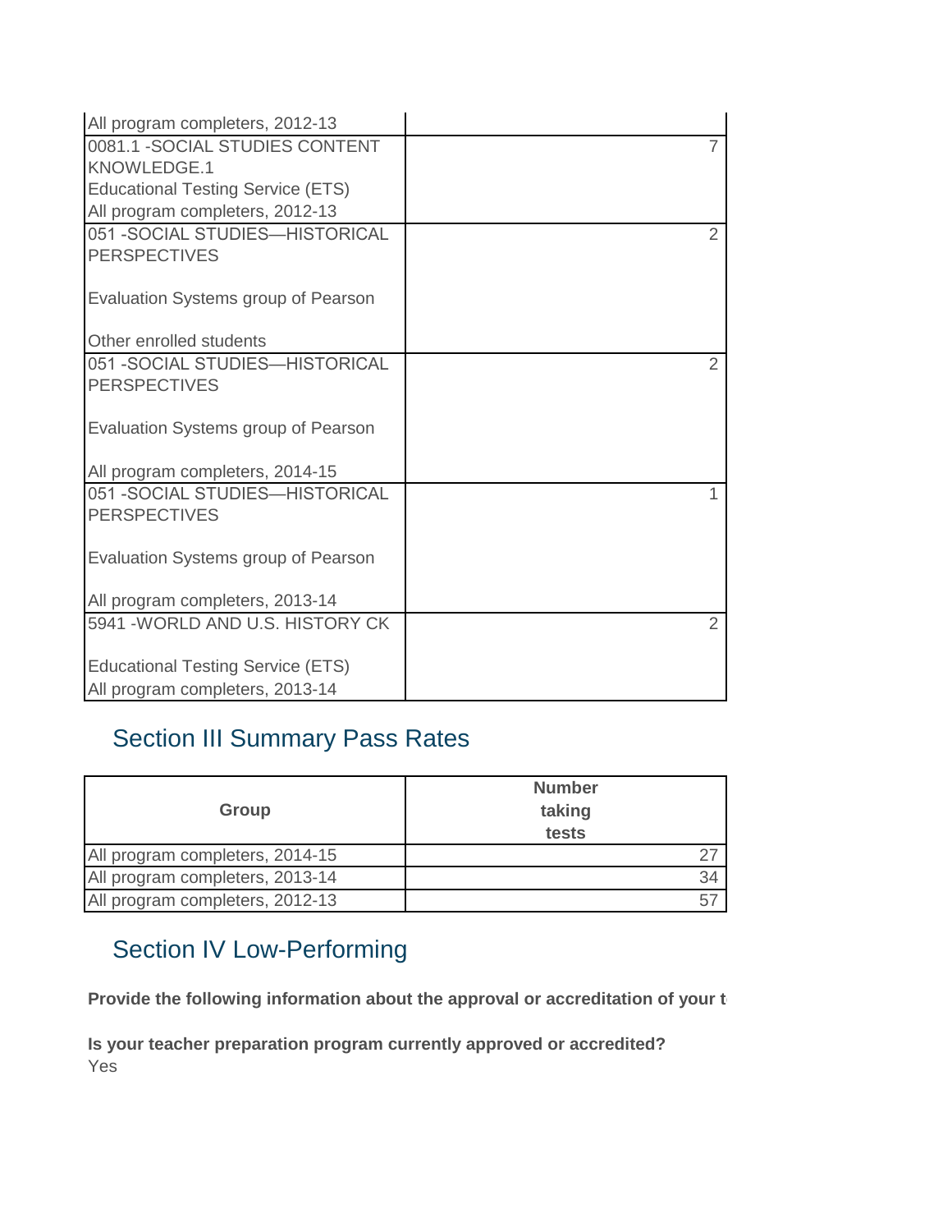| | |
|---|---|
| All program completers, 2012-13 | |
| 0081.1 -SOCIAL STUDIES CONTENT KNOWLEDGE.1<br>Educational Testing Service (ETS)<br>All program completers, 2012-13 | 7 |
| 051 -SOCIAL STUDIES—HISTORICAL PERSPECTIVES<br><br>Evaluation Systems group of Pearson<br><br>Other enrolled students | 2 |
| 051 -SOCIAL STUDIES—HISTORICAL PERSPECTIVES<br><br>Evaluation Systems group of Pearson<br><br>All program completers, 2014-15 | 2 |
| 051 -SOCIAL STUDIES—HISTORICAL PERSPECTIVES<br><br>Evaluation Systems group of Pearson<br><br>All program completers, 2013-14 | 1 |
| 5941 -WORLD AND U.S. HISTORY CK<br><br>Educational Testing Service (ETS)<br>All program completers, 2013-14 | 2 |

## Section III Summary Pass Rates

| Group | Number taking tests |
|---|---|
| All program completers, 2014-15 | 27 |
| All program completers, 2013-14 | 34 |
| All program completers, 2012-13 | 57 |

## Section IV Low-Performing

**Provide the following information about the approval or accreditation of your t**

**Is your teacher preparation program currently approved or accredited?**
Yes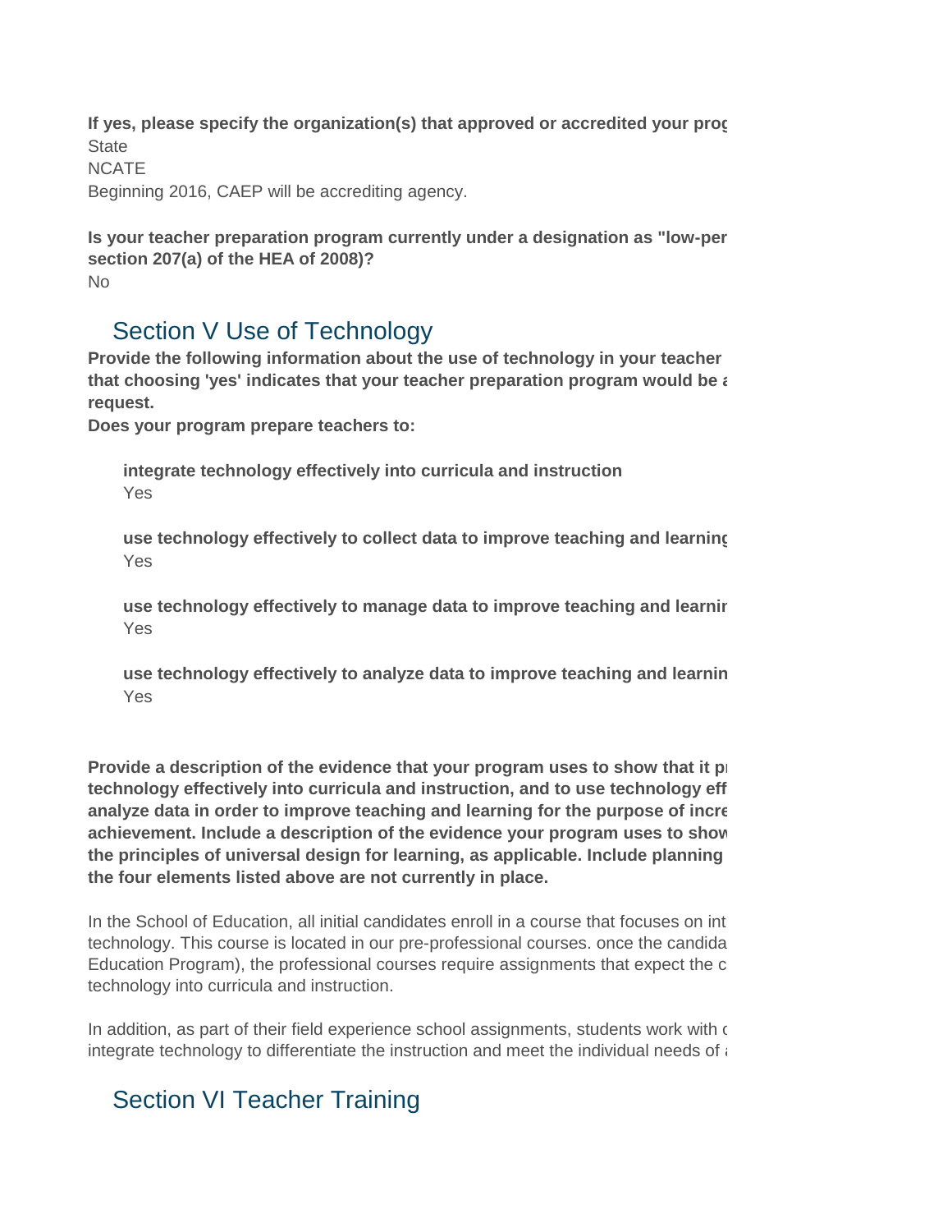**If yes, please specify the organization(s) that approved or accredited your prog**
State
NCATE
Beginning 2016, CAEP will be accrediting agency.

**Is your teacher preparation program currently under a designation as "low-per section 207(a) of the HEA of 2008)?**
No

## Section V Use of Technology

**Provide the following information about the use of technology in your teacher that choosing 'yes' indicates that your teacher preparation program would be a request.**
**Does your program prepare teachers to:**

**integrate technology effectively into curricula and instruction**
Yes

**use technology effectively to collect data to improve teaching and learning**
Yes

**use technology effectively to manage data to improve teaching and learnir**
Yes

**use technology effectively to analyze data to improve teaching and learnin**
Yes

**Provide a description of the evidence that your program uses to show that it pr technology effectively into curricula and instruction, and to use technology eff analyze data in order to improve teaching and learning for the purpose of incre achievement. Include a description of the evidence your program uses to show the principles of universal design for learning, as applicable. Include planning the four elements listed above are not currently in place.**

In the School of Education, all initial candidates enroll in a course that focuses on int technology. This course is located in our pre-professional courses. once the candida Education Program), the professional courses require assignments that expect the c technology into curricula and instruction.

In addition, as part of their field experience school assignments, students work with c integrate technology to differentiate the instruction and meet the individual needs of a

## Section VI Teacher Training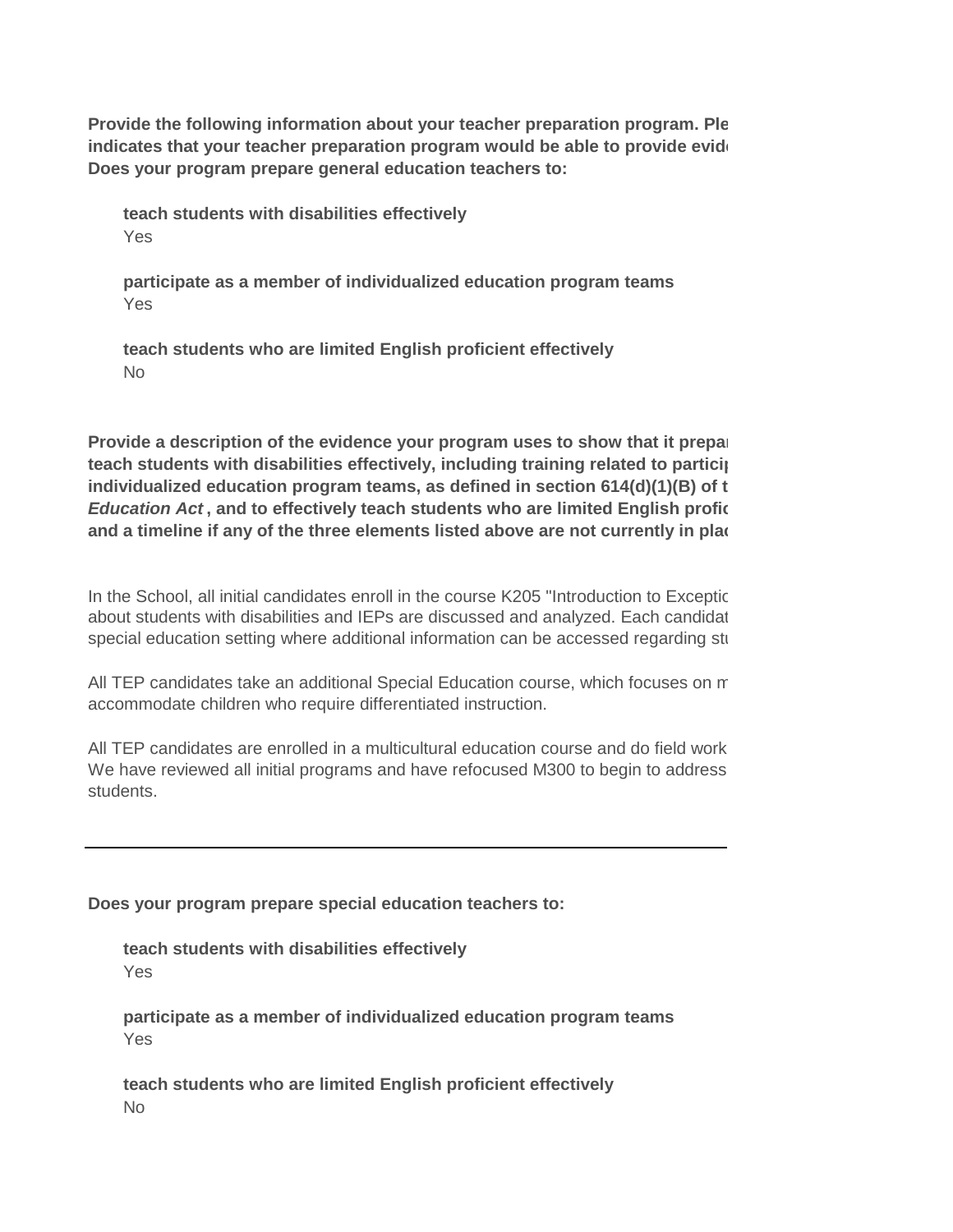**Provide the following information about your teacher preparation program. Ple indicates that your teacher preparation program would be able to provide evid Does your program prepare general education teachers to:**

**teach students with disabilities effectively**
Yes

**participate as a member of individualized education program teams**
Yes

**teach students who are limited English proficient effectively**
No

**Provide a description of the evidence your program uses to show that it prepar teach students with disabilities effectively, including training related to particip individualized education program teams, as defined in section 614(d)(1)(B) of t *Education Act*, and to effectively teach students who are limited English profic and a timeline if any of the three elements listed above are not currently in plac**

In the School, all initial candidates enroll in the course K205 "Introduction to Exceptic about students with disabilities and IEPs are discussed and analyzed. Each candidat special education setting where additional information can be accessed regarding stu

All TEP candidates take an additional Special Education course, which focuses on m accommodate children who require differentiated instruction.

All TEP candidates are enrolled in a multicultural education course and do field work We have reviewed all initial programs and have refocused M300 to begin to address students.

---

**Does your program prepare special education teachers to:**

**teach students with disabilities effectively**
Yes

**participate as a member of individualized education program teams**
Yes

**teach students who are limited English proficient effectively**
No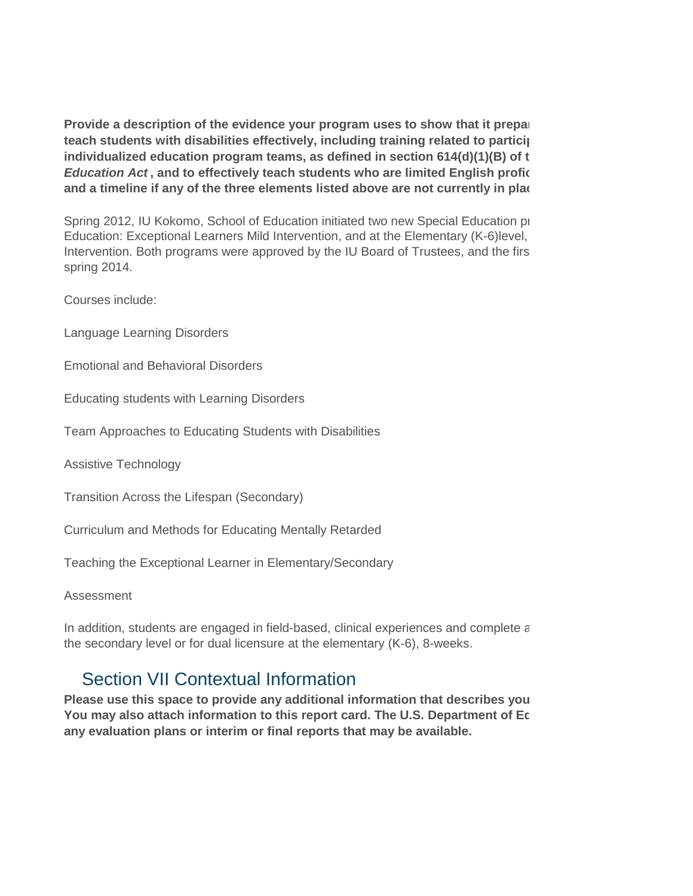**Provide a description of the evidence your program uses to show that it prepa teach students with disabilities effectively, including training related to partici individualized education program teams, as defined in section 614(d)(1)(B) of t *Education Act* , and to effectively teach students who are limited English profic and a timeline if any of the three elements listed above are not currently in pla**

Spring 2012, IU Kokomo, School of Education initiated two new Special Education pr Education: Exceptional Learners Mild Intervention, and at the Elementary (K-6)level, Intervention. Both programs were approved by the IU Board of Trustees, and the firs spring 2014.

Courses include:

Language Learning Disorders

Emotional and Behavioral Disorders

Educating students with Learning Disorders

Team Approaches to Educating Students with Disabilities

Assistive Technology

Transition Across the Lifespan (Secondary)

Curriculum and Methods for Educating Mentally Retarded

Teaching the Exceptional Learner in Elementary/Secondary

Assessment

In addition, students are engaged in field-based, clinical experiences and complete a the secondary level or for dual licensure at the elementary (K-6), 8-weeks.

## Section VII Contextual Information

**Please use this space to provide any additional information that describes you You may also attach information to this report card. The U.S. Department of Ed any evaluation plans or interim or final reports that may be available.**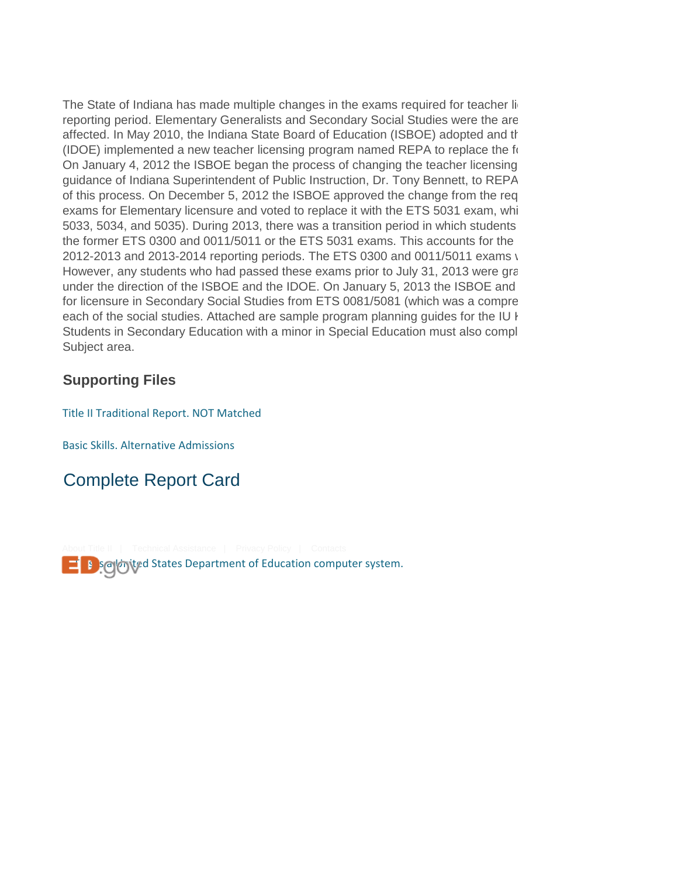The State of Indiana has made multiple changes in the exams required for teacher li reporting period. Elementary Generalists and Secondary Social Studies were the are affected. In May 2010, the Indiana State Board of Education (ISBOE) adopted and th (IDOE) implemented a new teacher licensing program named REPA to replace the fo On January 4, 2012 the ISBOE began the process of changing the teacher licensing guidance of Indiana Superintendent of Public Instruction, Dr. Tony Bennett, to REPA of this process. On December 5, 2012 the ISBOE approved the change from the req exams for Elementary licensure and voted to replace it with the ETS 5031 exam, whi 5033, 5034, and 5035). During 2013, there was a transition period in which students the former ETS 0300 and 0011/5011 or the ETS 5031 exams. This accounts for the 2012-2013 and 2013-2014 reporting periods. The ETS 0300 and 0011/5011 exams w However, any students who had passed these exams prior to July 31, 2013 were gra under the direction of the ISBOE and the IDOE. On January 5, 2013 the ISBOE and for licensure in Secondary Social Studies from ETS 0081/5081 (which was a compre each of the social studies. Attached are sample program planning guides for the IU k Students in Secondary Education with a minor in Special Education must also compl Subject area.

## Supporting Files

Title II Traditional Report. NOT Matched

Basic Skills. Alternative Admissions

## Complete Report Card

About Title II | Technical Assistance | Privacy Policy | Contacts

This is a United States Department of Education computer system.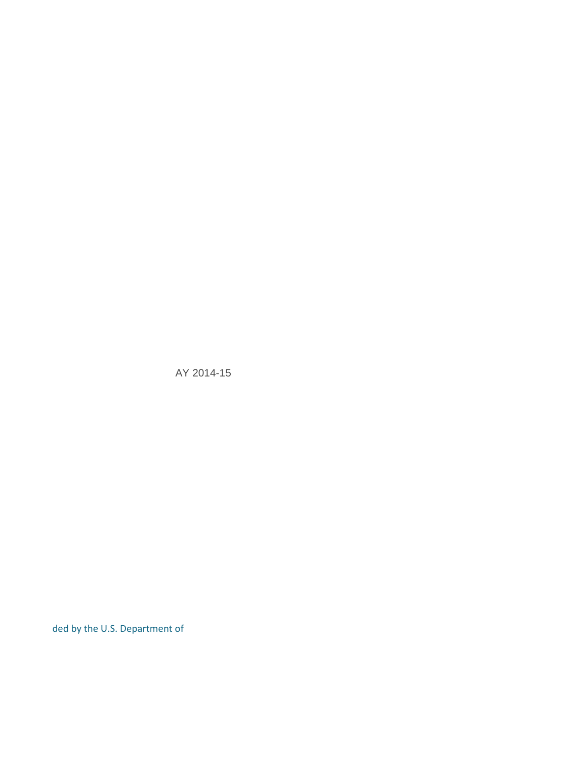AY 2014-15

ded by the U.S. Department of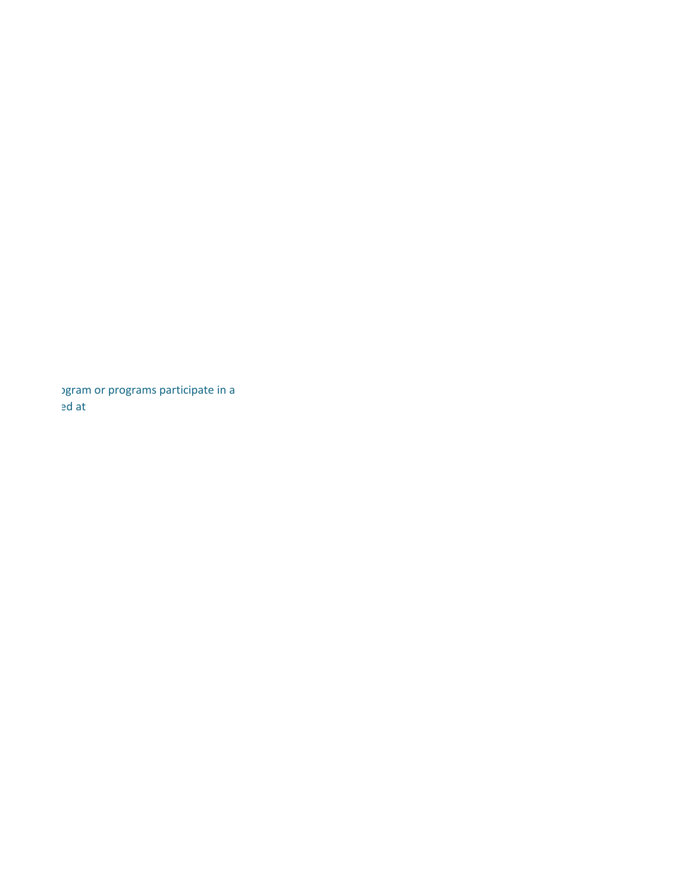ogram or programs participate in a
ed at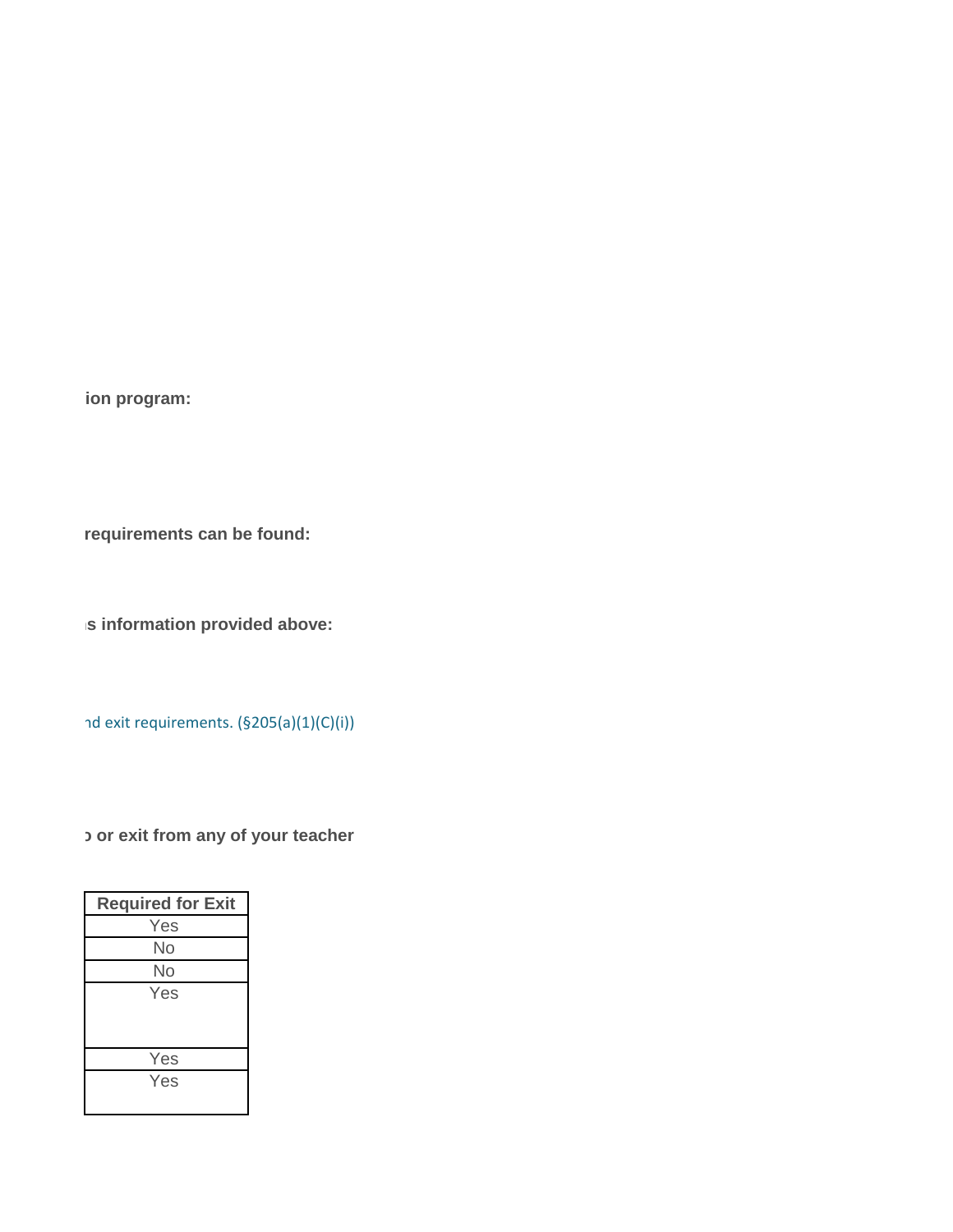**ion program:**

**requirements can be found:**

**s information provided above:**

nd exit requirements. (§205(a)(1)(C)(i))

**or exit from any of your teacher**

| Required for Exit |
|---|
| Yes |
| No |
| No |
| Yes |
| Yes |
| Yes |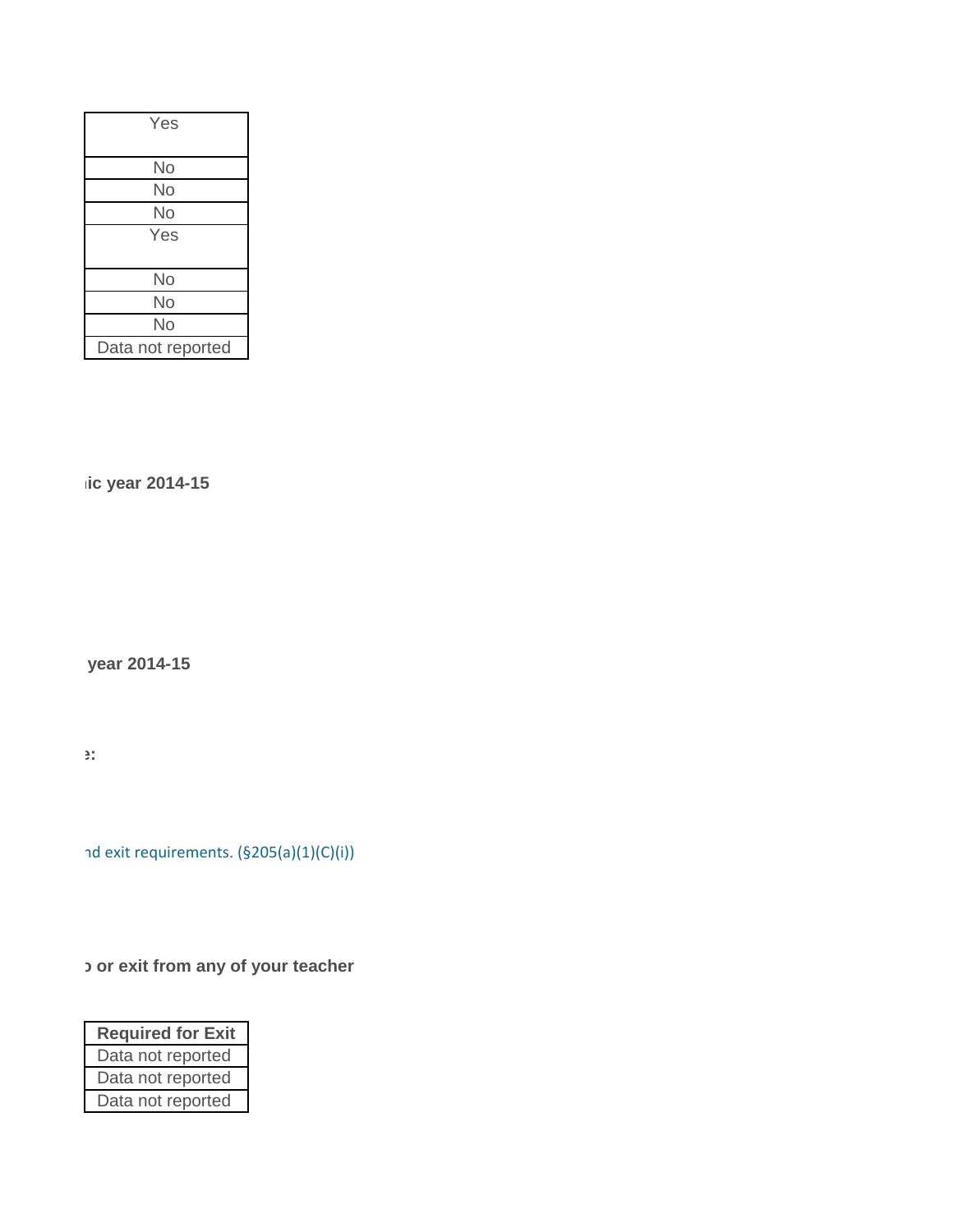| Yes |
| --- |
| No |
| No |
| No |
| Yes |
| No |
| No |
| No |
| Data not reported |

**ic year 2014-15**

**year 2014-15**

**:**

nd exit requirements. (§205(a)(1)(C)(i))

**or exit from any of your teacher**

| Required for Exit |
| --- |
| Data not reported |
| Data not reported |
| Data not reported |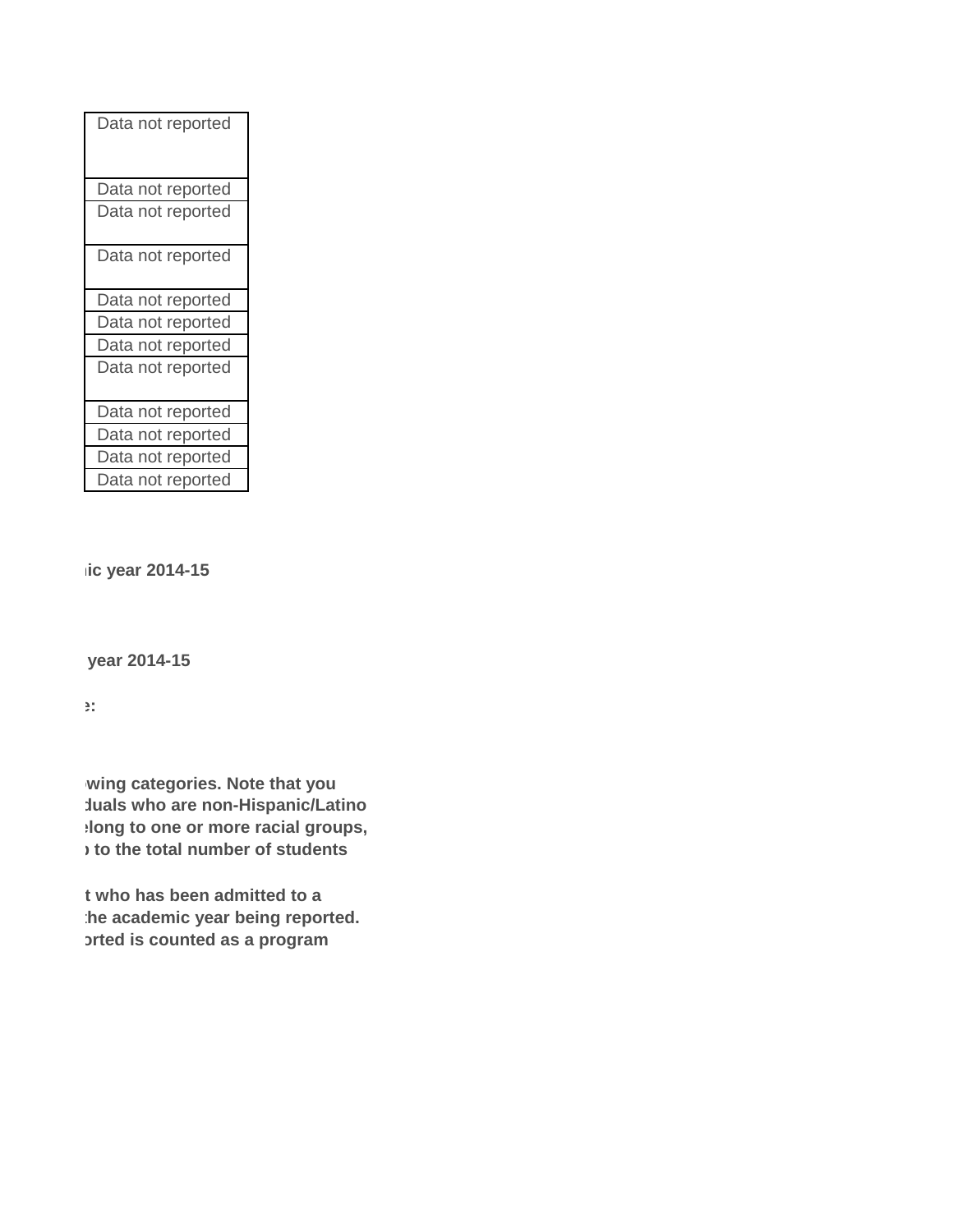| Data not reported |
|---|
| Data not reported |
| Data not reported |
| Data not reported |
| Data not reported |
| Data not reported |
| Data not reported |
| Data not reported |
| Data not reported |
| Data not reported |
| Data not reported |
| Data not reported |

**ic year 2014-15**

**year 2014-15**

**e:**

**wing categories. Note that you**
**duals who are non-Hispanic/Latino**
**elong to one or more racial groups,**
**to the total number of students**

**t who has been admitted to a**
**the academic year being reported.**
**orted is counted as a program**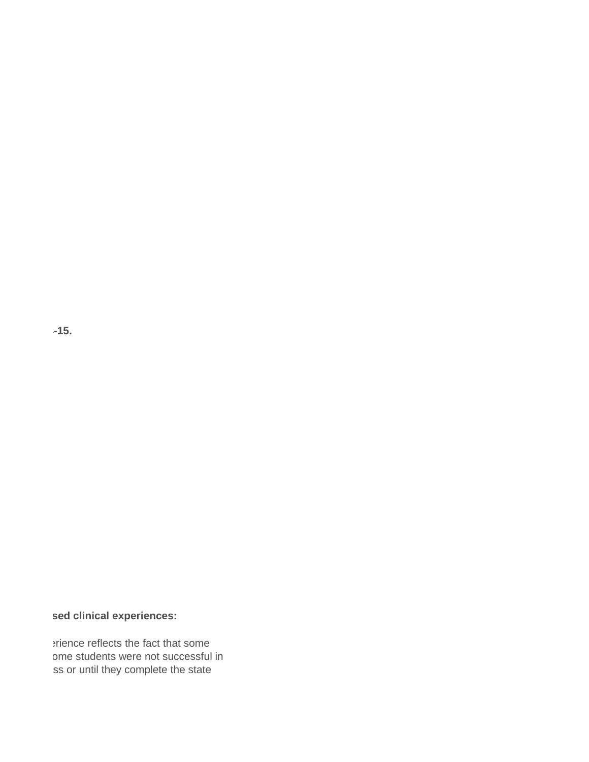**-15.**

**sed clinical experiences:**

erience reflects the fact that some
ome students were not successful in
ss or until they complete the state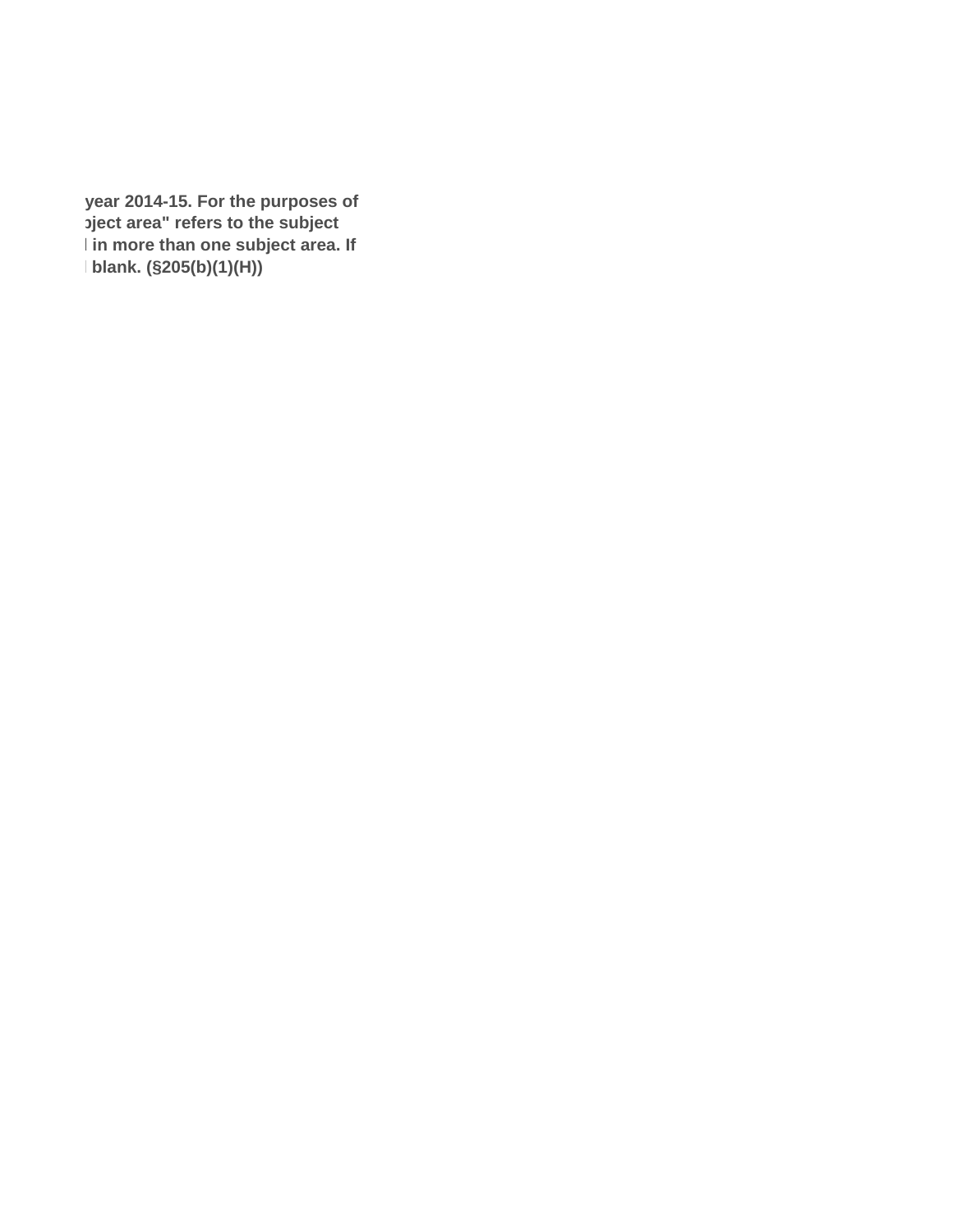year 2014-15. For the purposes of
bject area" refers to the subject
l in more than one subject area. If
l blank. (§205(b)(1)(H))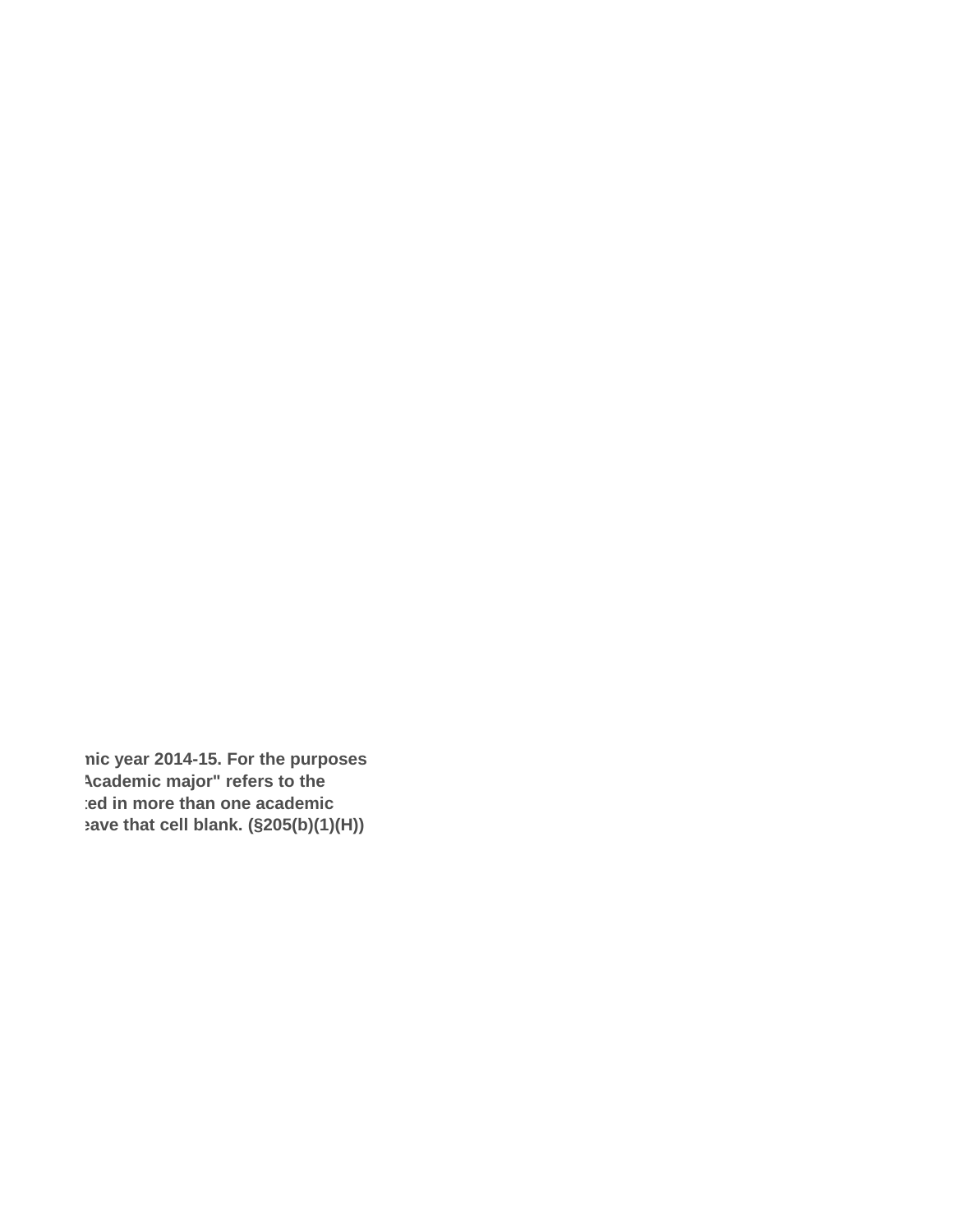**nic year 2014-15. For the purposes Academic major" refers to the ted in more than one academic eave that cell blank. (§205(b)(1)(H))**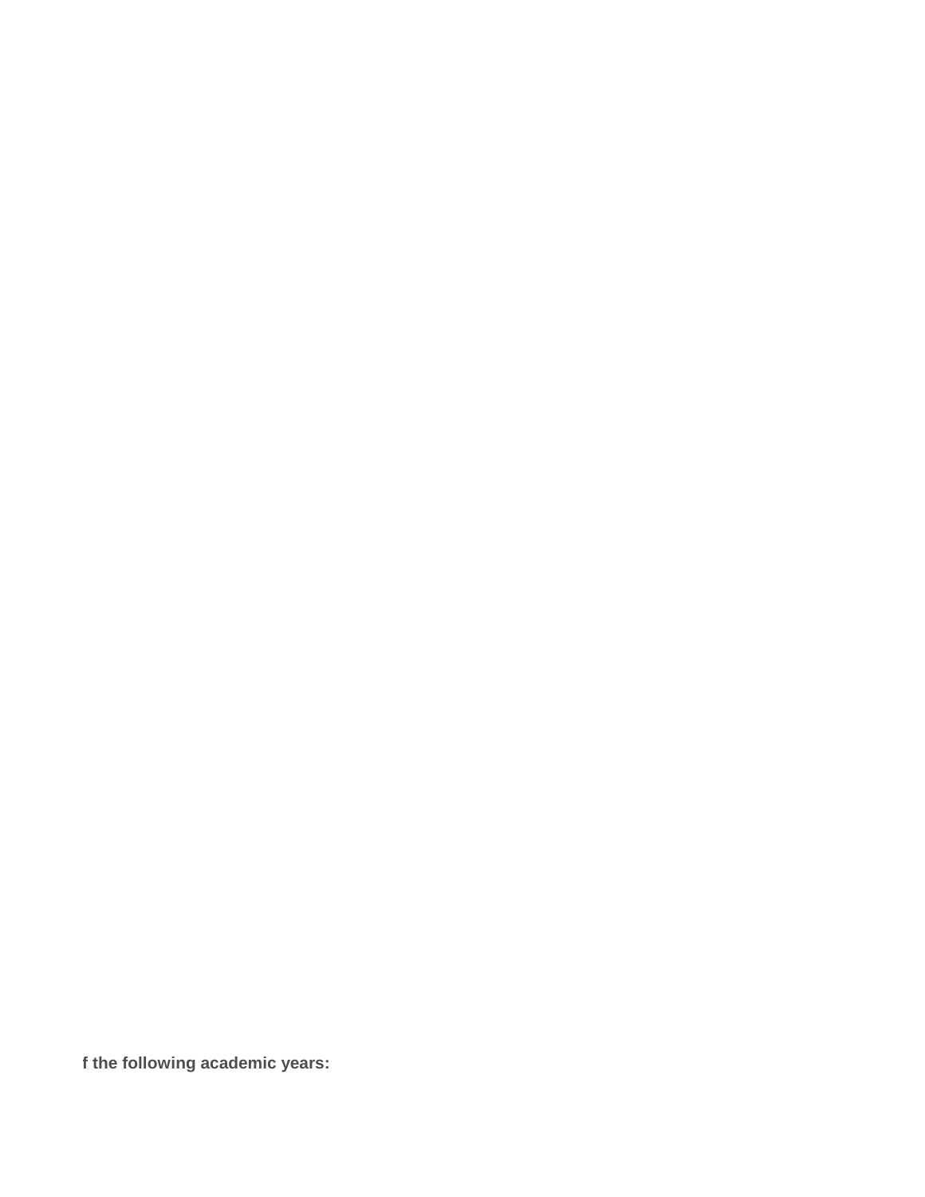**f the following academic years:**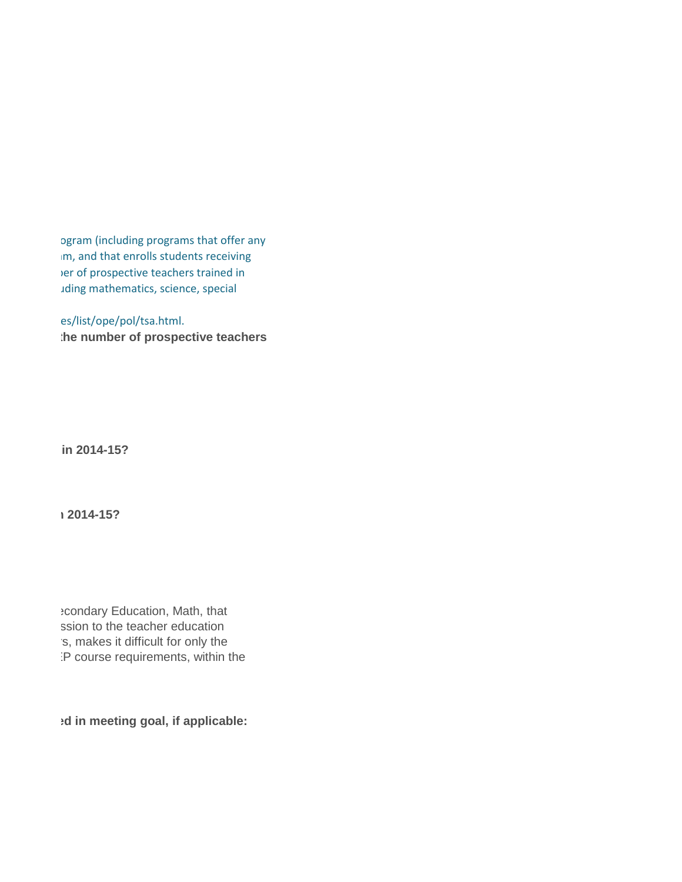ogram (including programs that offer any
ım, and that enrolls students receiving
ber of prospective teachers trained in
ıding mathematics, science, special

es/list/ope/pol/tsa.html.

**the number of prospective teachers**

**in 2014-15?**

**ı 2014-15?**

econdary Education, Math, that
ssion to the teacher education
s, makes it difficult for only the
P course requirements, within the

**ed in meeting goal, if applicable:**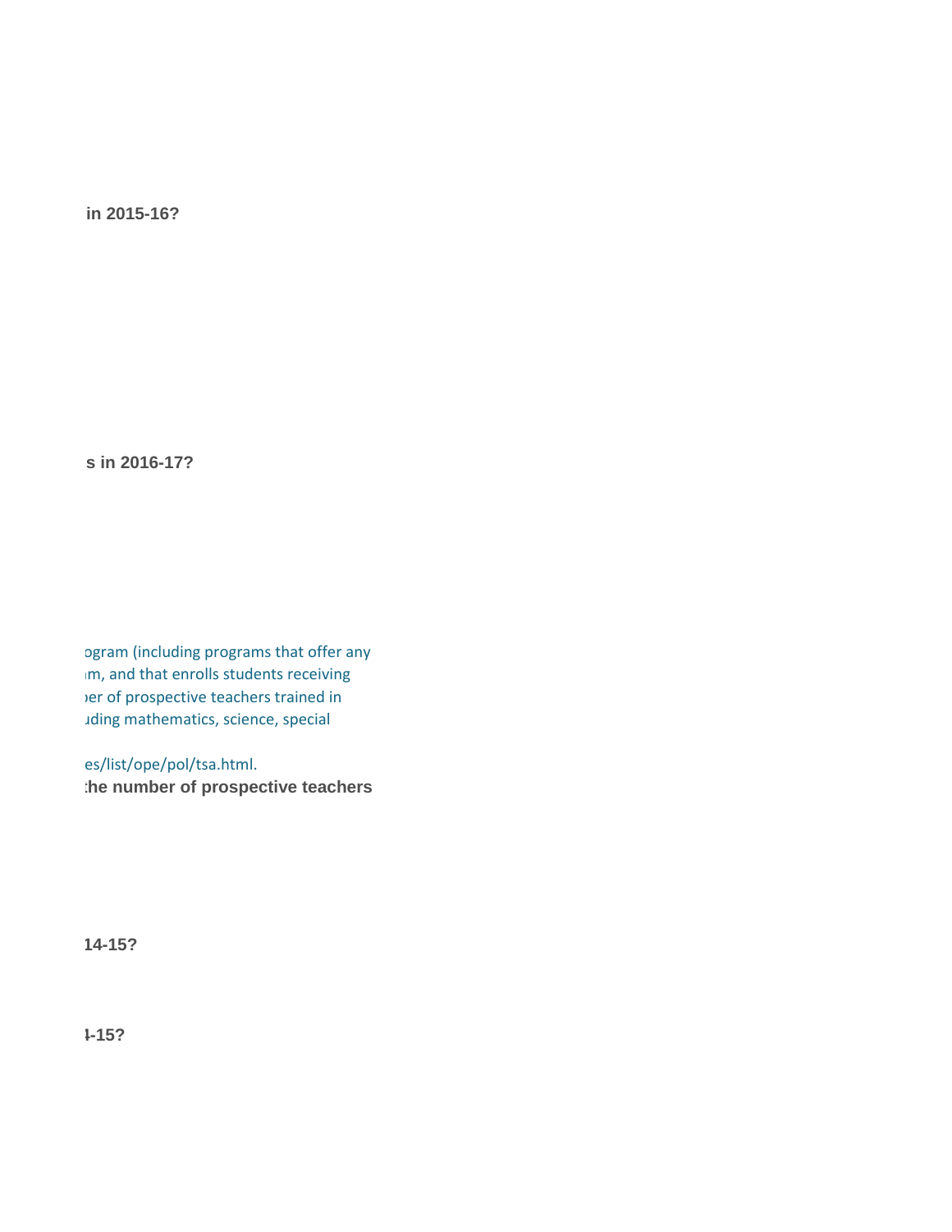**in 2015-16?**

**s in 2016-17?**

ogram (including programs that offer any
ım, and that enrolls students receiving
ɔer of prospective teachers trained in
ıding mathematics, science, special

es/list/ope/pol/tsa.html.

**the number of prospective teachers**

**14-15?**

**4-15?**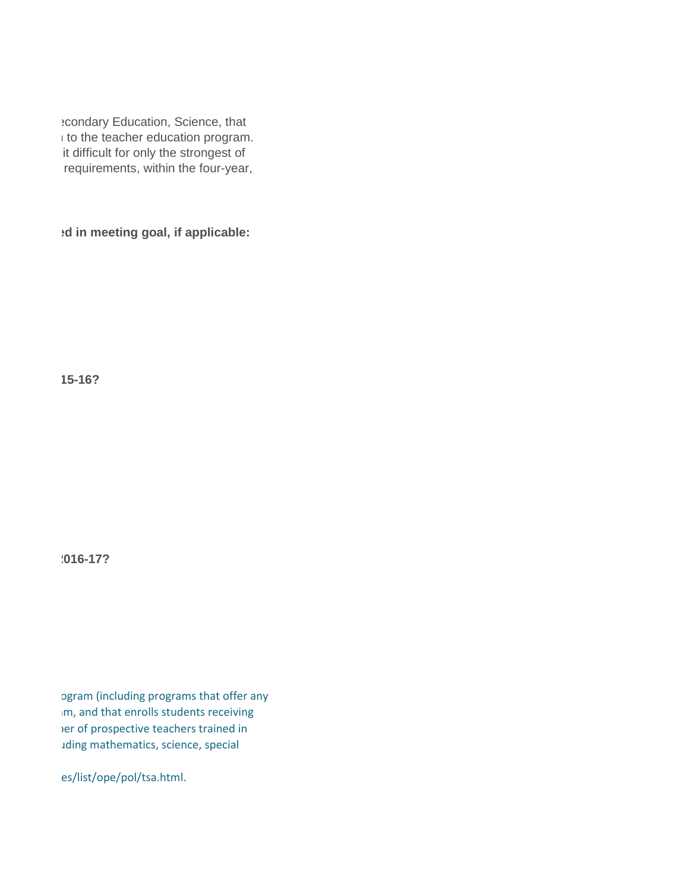econdary Education, Science, that
to the teacher education program.
it difficult for only the strongest of
requirements, within the four-year,

**ed in meeting goal, if applicable:**

**15-16?**

**2016-17?**

ogram (including programs that offer any
m, and that enrolls students receiving
er of prospective teachers trained in
ding mathematics, science, special

es/list/ope/pol/tsa.html.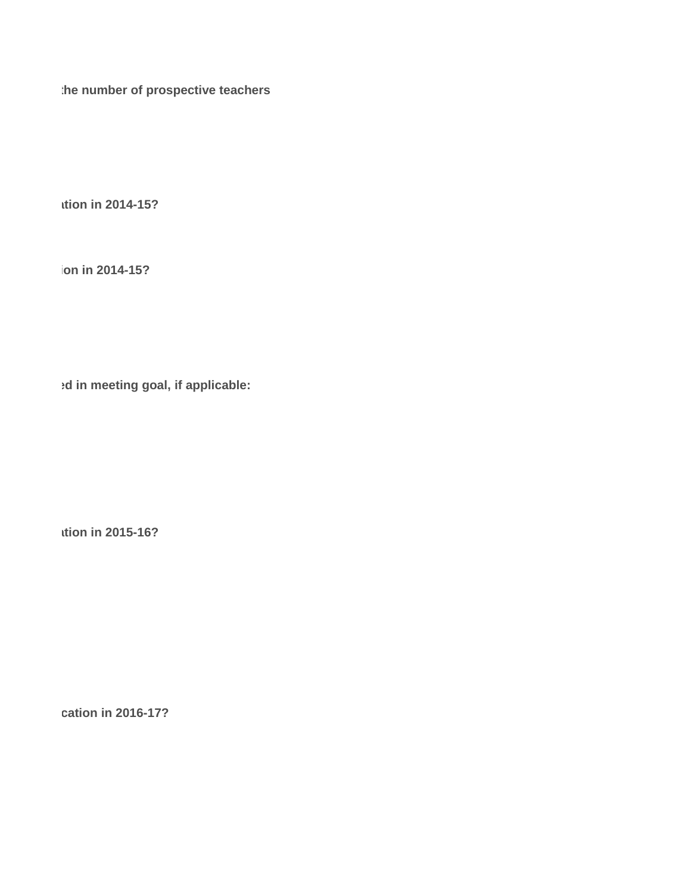**the number of prospective teachers**

**ation in 2014-15?**

**ion in 2014-15?**

**ed in meeting goal, if applicable:**

**ation in 2015-16?**

**cation in 2016-17?**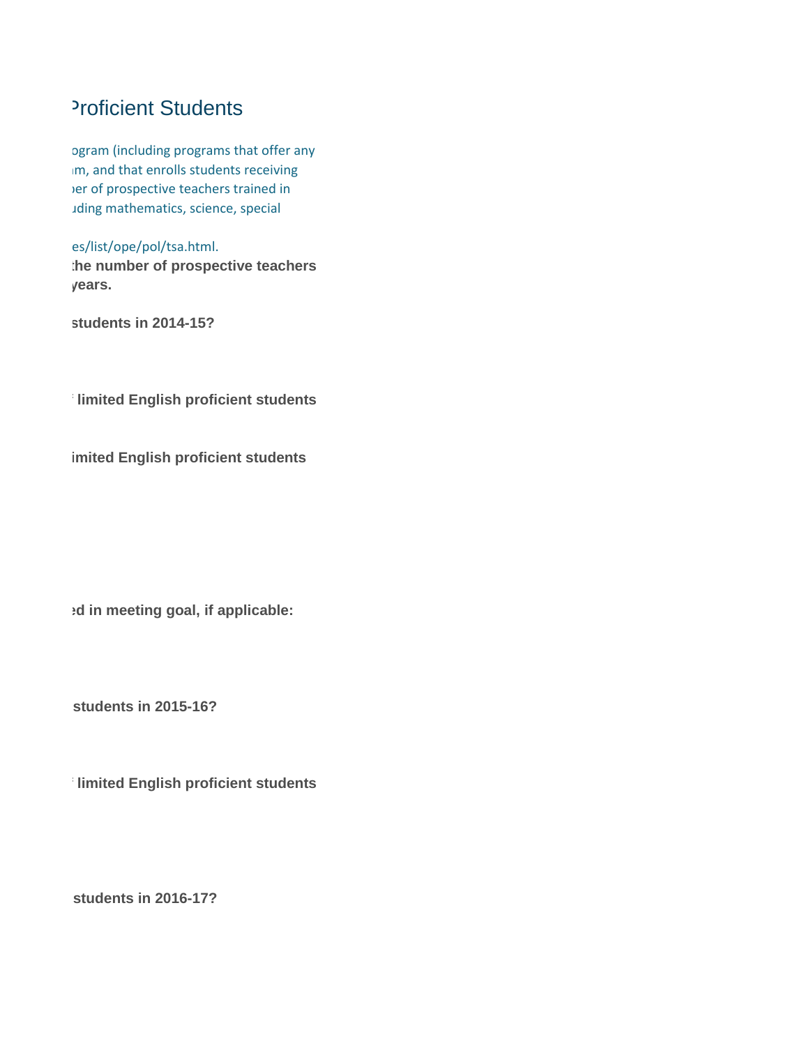## Proficient Students

ogram (including programs that offer any
m, and that enrolls students receiving
er of prospective teachers trained in
uding mathematics, science, special

es/list/ope/pol/tsa.html.

**the number of prospective teachers
years.**

**students in 2014-15?**

**limited English proficient students**

**imited English proficient students**

**ed in meeting goal, if applicable:**

**students in 2015-16?**

**limited English proficient students**

**students in 2016-17?**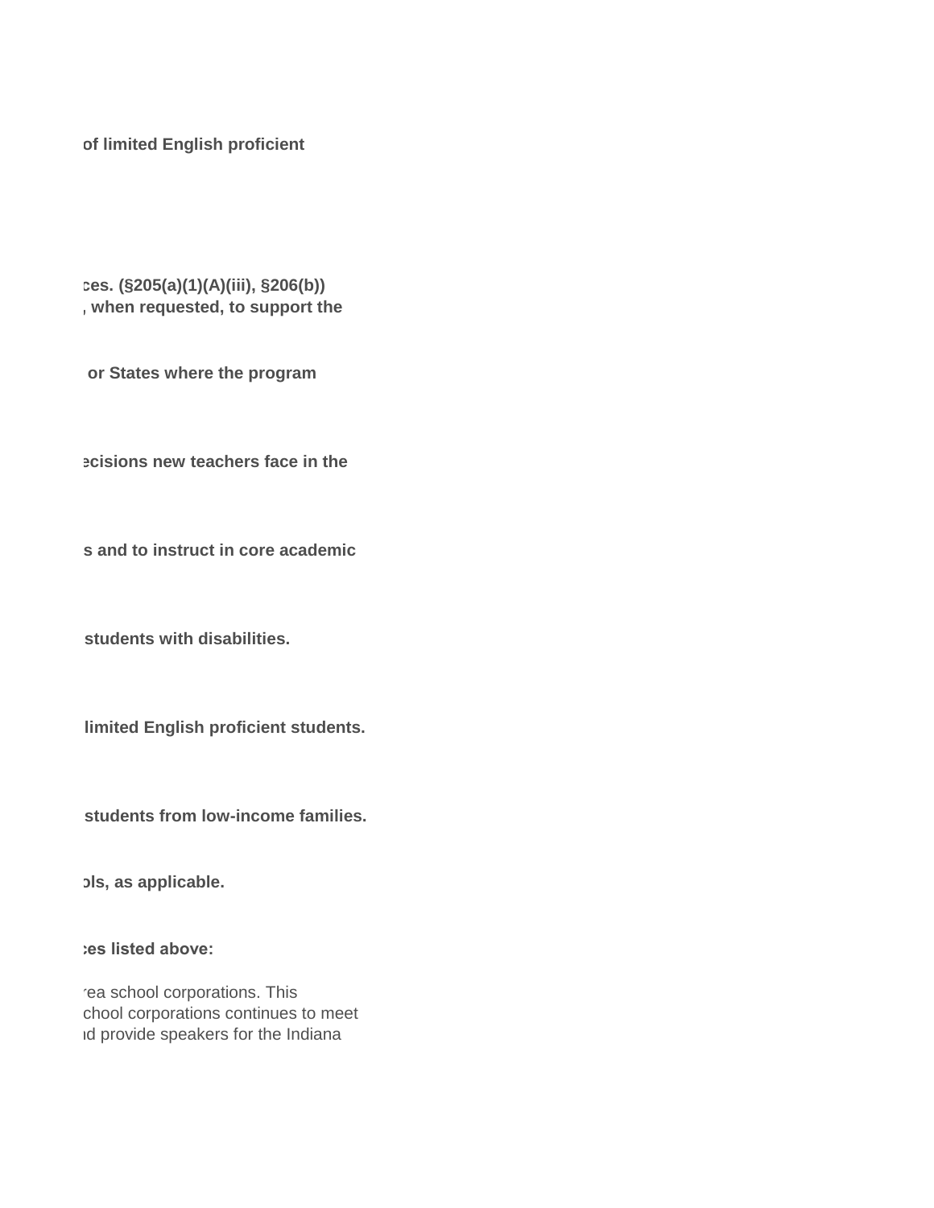**of limited English proficient**

**ces. (§205(a)(1)(A)(iii), §206(b))**
**, when requested, to support the**

**or States where the program**

**ecisions new teachers face in the**

**s and to instruct in core academic**

**students with disabilities.**

**limited English proficient students.**

**students from low-income families.**

**ols, as applicable.**

**ces listed above:**

rea school corporations. This
chool corporations continues to meet
d provide speakers for the Indiana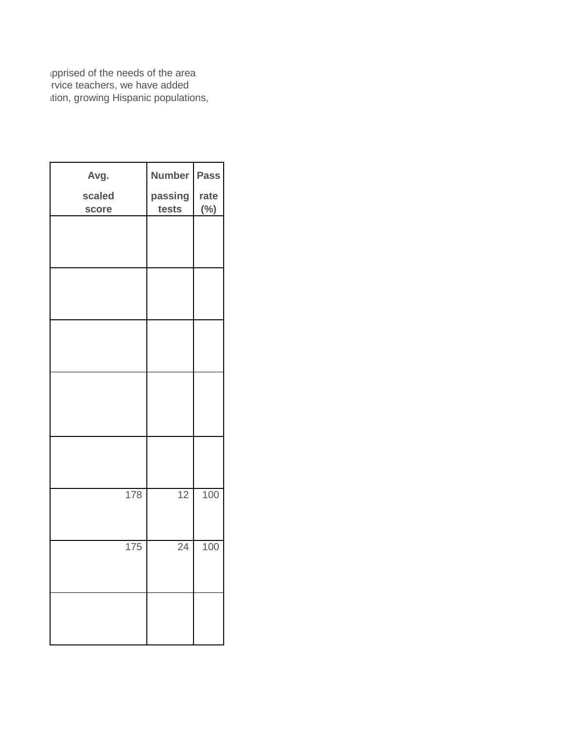pprised of the needs of the area
rvice teachers, we have added
tion, growing Hispanic populations,

| Avg. scaled score | Number passing tests | Pass rate (%) |
|---|---|---|
| | | |
| | | |
| | | |
| | | |
| | | |
| 178 | 12 | 100 |
| 175 | 24 | 100 |
| | | |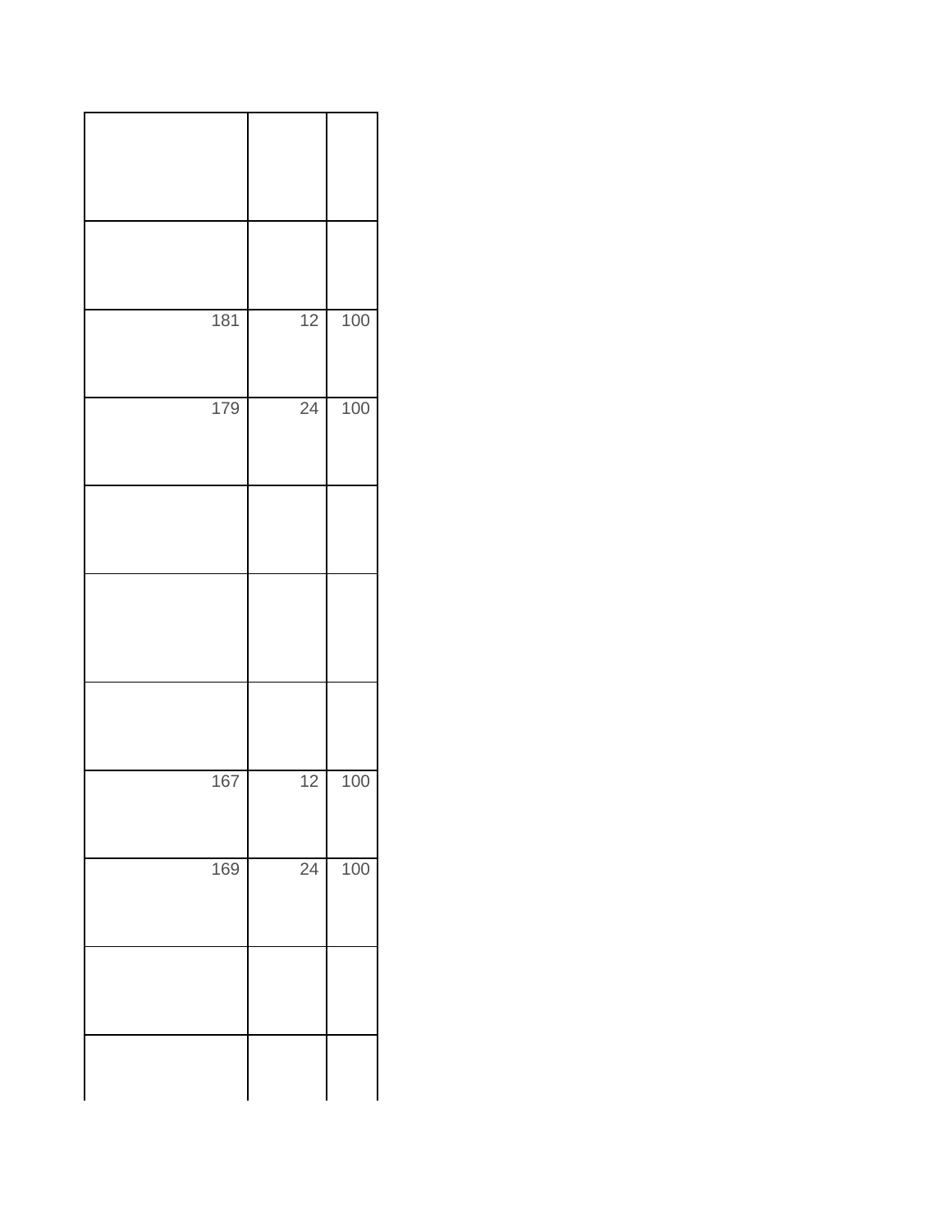| | | |
|---|---|---|
| | | |
| 181 | 12 | 100 |
| 179 | 24 | 100 |
| | | |
| | | |
| | | |
| 167 | 12 | 100 |
| 169 | 24 | 100 |
| | | |
| | | |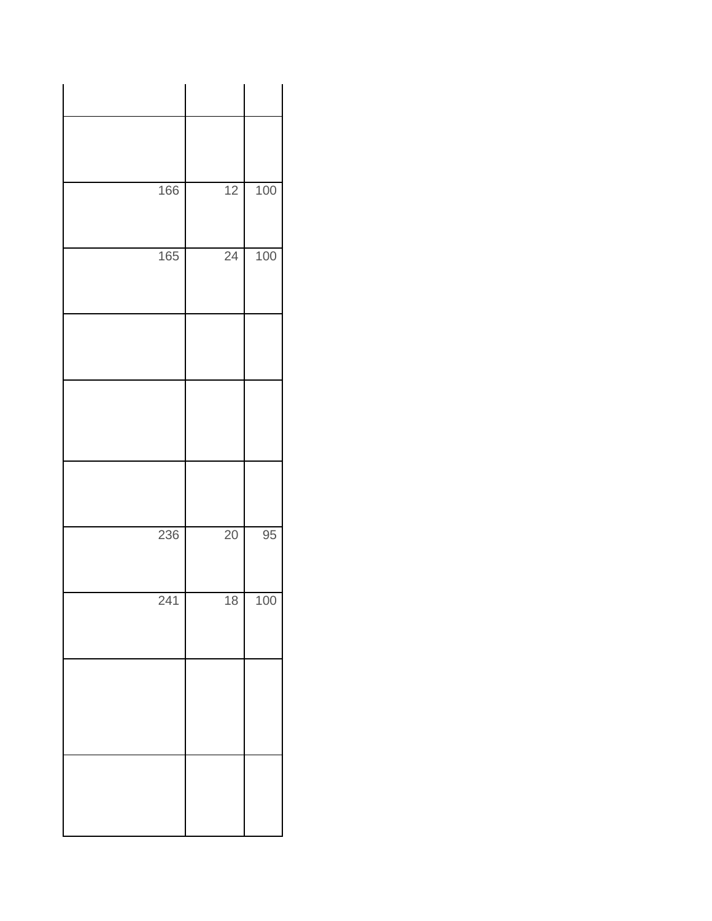| | | |
|---|---|---|
| | | |
| | | |
| 166 | 12 | 100 |
| 165 | 24 | 100 |
| | | |
| | | |
| | | |
| 236 | 20 | 95 |
| 241 | 18 | 100 |
| | | |
| | | |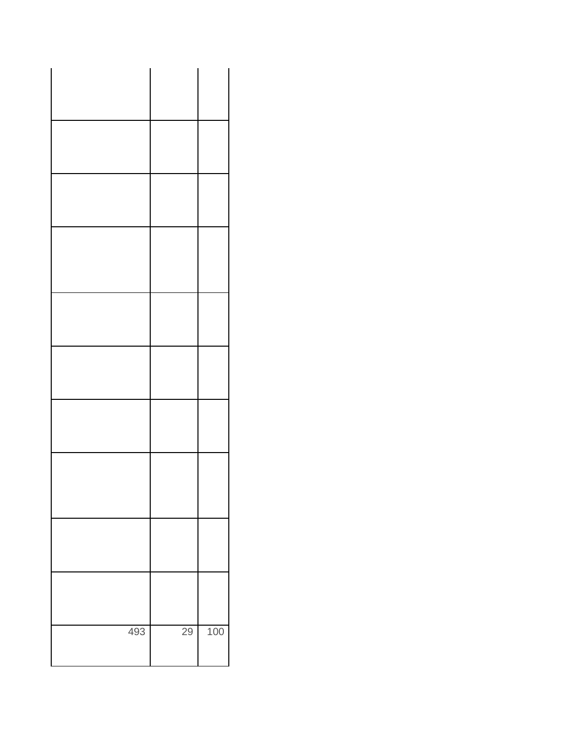| | | |
|---|---|---|
| | | |
| | | |
| | | |
| | | |
| | | |
| | | |
| | | |
| | | |
| | | |
| | | |
| 493 | 29 | 100 |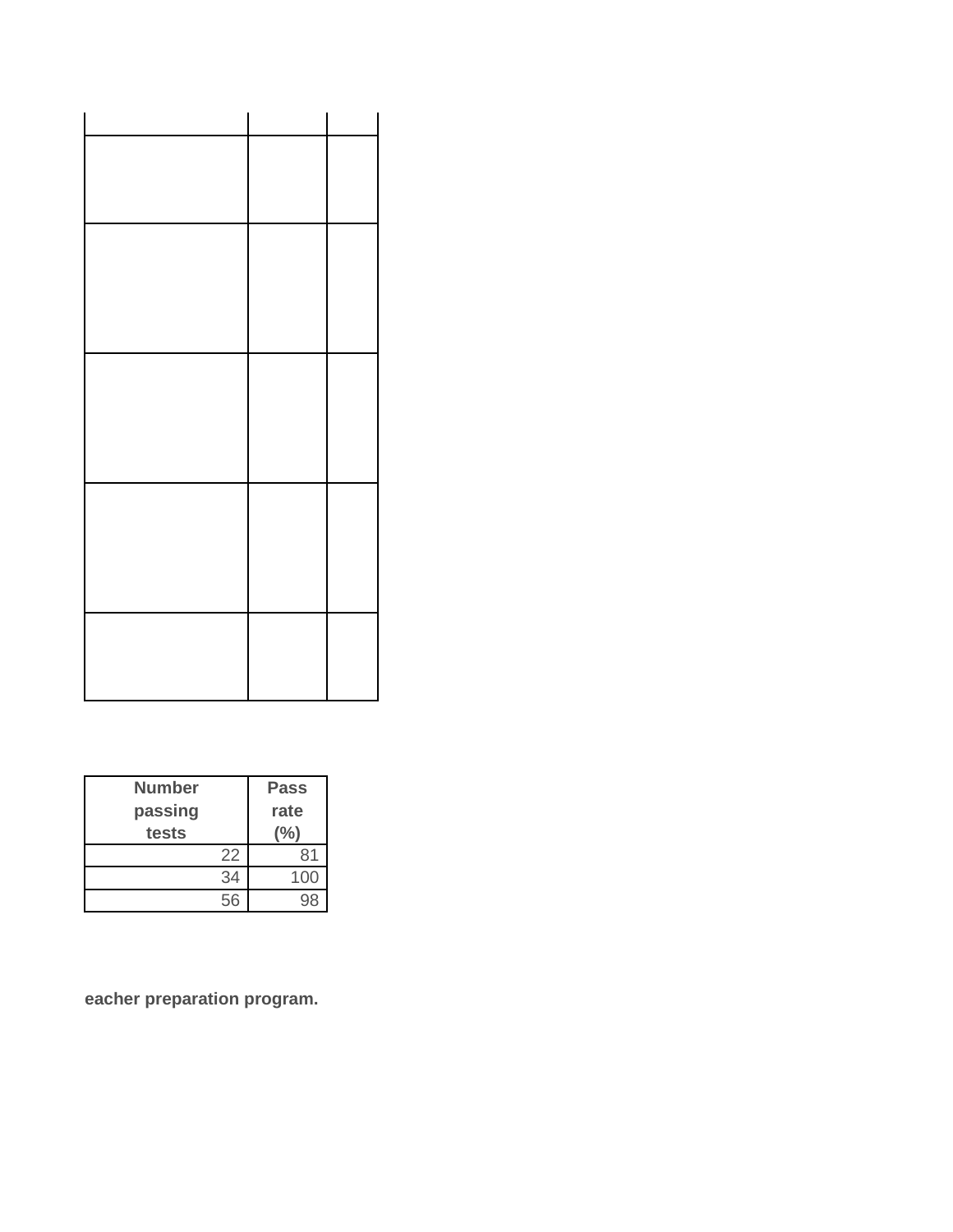| | | |
|---|---|---|
| | | |
| | | |
| | | |
| | | |
| | | |
| | | |

| Number passing tests | Pass rate (%) |
|---|---|
| 22 | 81 |
| 34 | 100 |
| 56 | 98 |

**eacher preparation program.**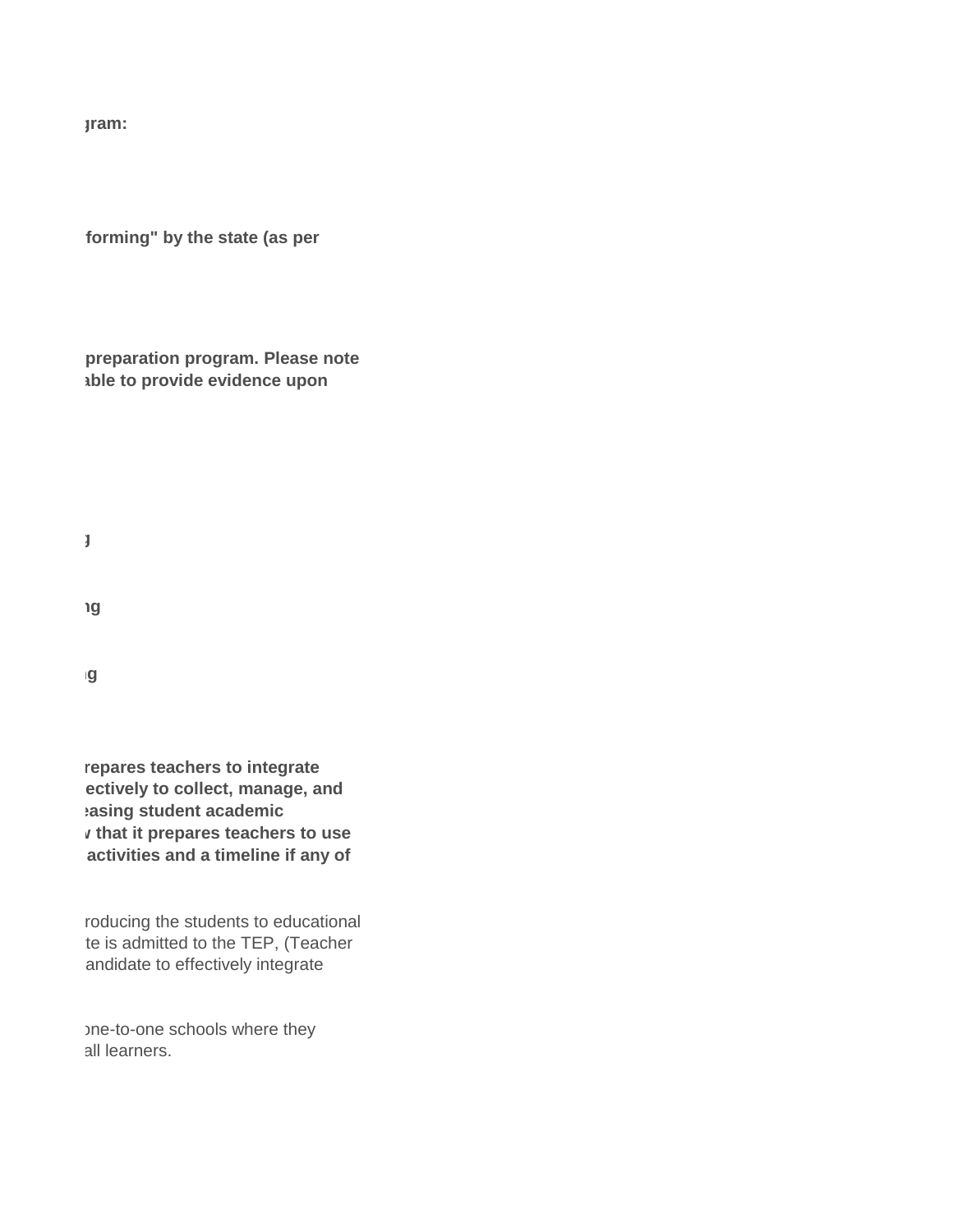**gram:**

**forming" by the state (as per**

**preparation program. Please note**
**able to provide evidence upon**

**g**

**ng**

**g**

**repares teachers to integrate**
**ectively to collect, manage, and**
**easing student academic**
**that it prepares teachers to use**
**activities and a timeline if any of**

roducing the students to educational
te is admitted to the TEP, (Teacher
andidate to effectively integrate

one-to-one schools where they
all learners.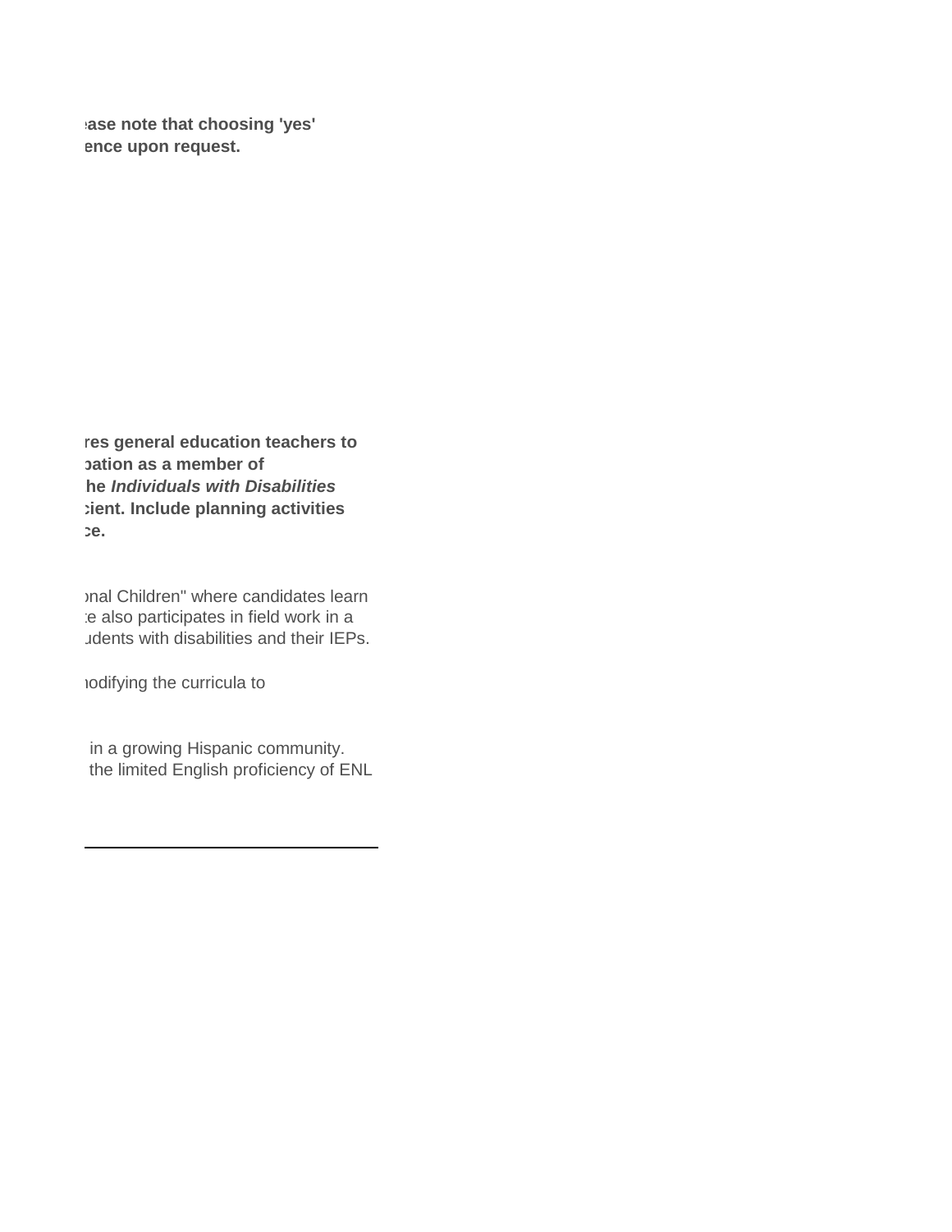**ease note that choosing 'yes' ence upon request.**

**res general education teachers to pation as a member of he *Individuals with Disabilities* cient. Include planning activities ce.**

onal Children" where candidates learn e also participates in field work in a udents with disabilities and their IEPs.

nodifying the curricula to

in a growing Hispanic community. the limited English proficiency of ENL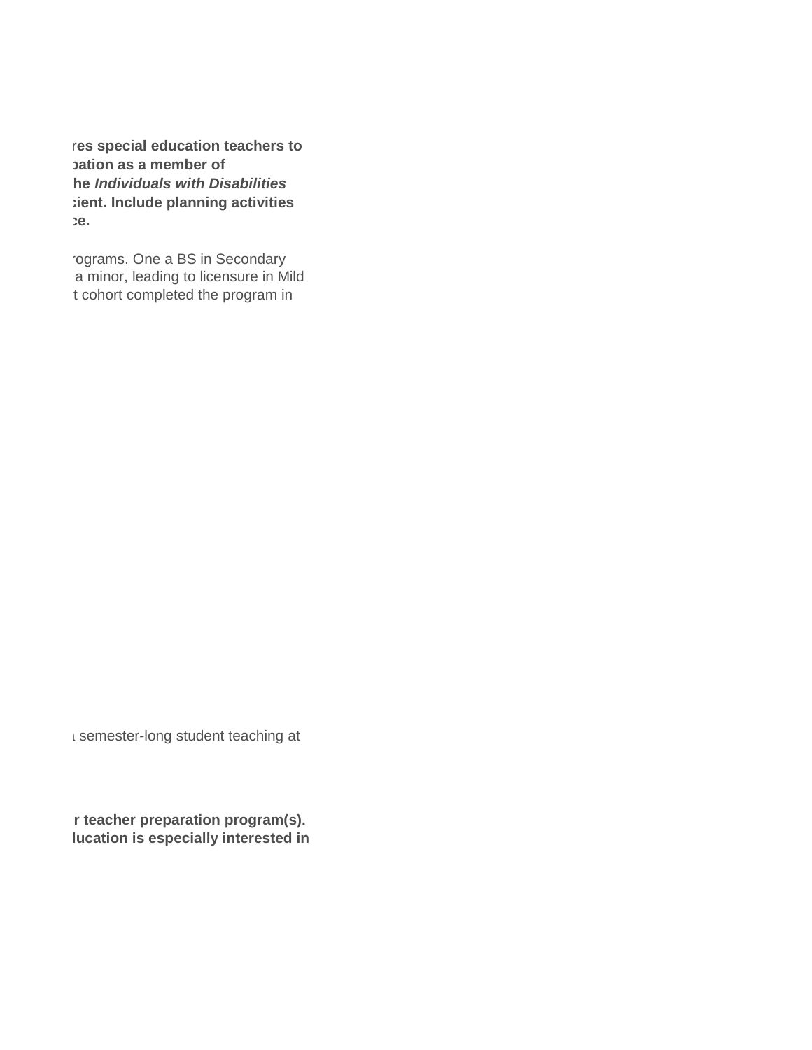**res special education teachers to pation as a member of he *Individuals with Disabilities* cient. Include planning activities ce.**

rograms. One a BS in Secondary a minor, leading to licensure in Mild t cohort completed the program in

ι semester-long student teaching at

**r teacher preparation program(s). lucation is especially interested in**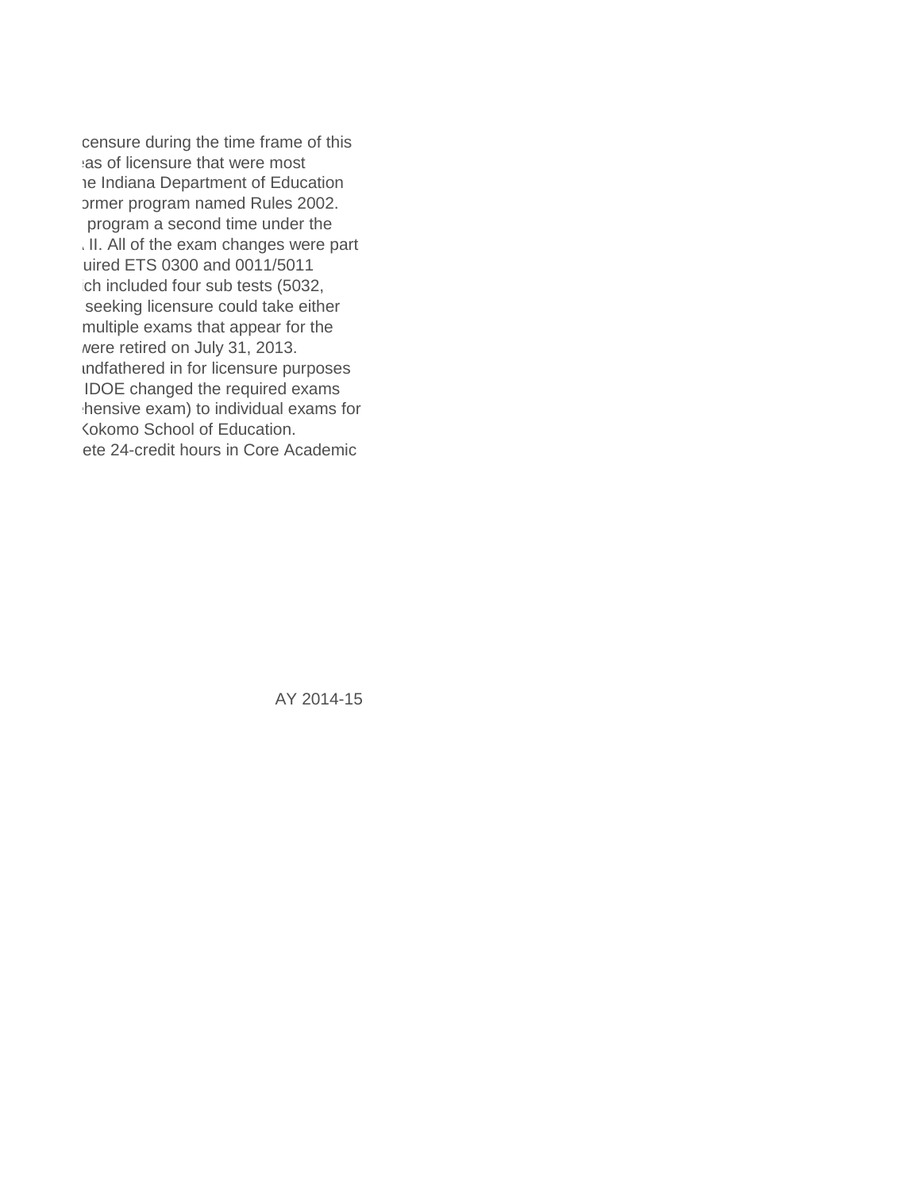censure during the time frame of this
eas of licensure that were most
ne Indiana Department of Education
ormer program named Rules 2002.
program a second time under the
II. All of the exam changes were part
uired ETS 0300 and 0011/5011
ch included four sub tests (5032,
seeking licensure could take either
multiple exams that appear for the
were retired on July 31, 2013.
ndfathered in for licensure purposes
IDOE changed the required exams
hensive exam) to individual exams for
Kokomo School of Education.
ete 24-credit hours in Core Academic

AY 2014-15